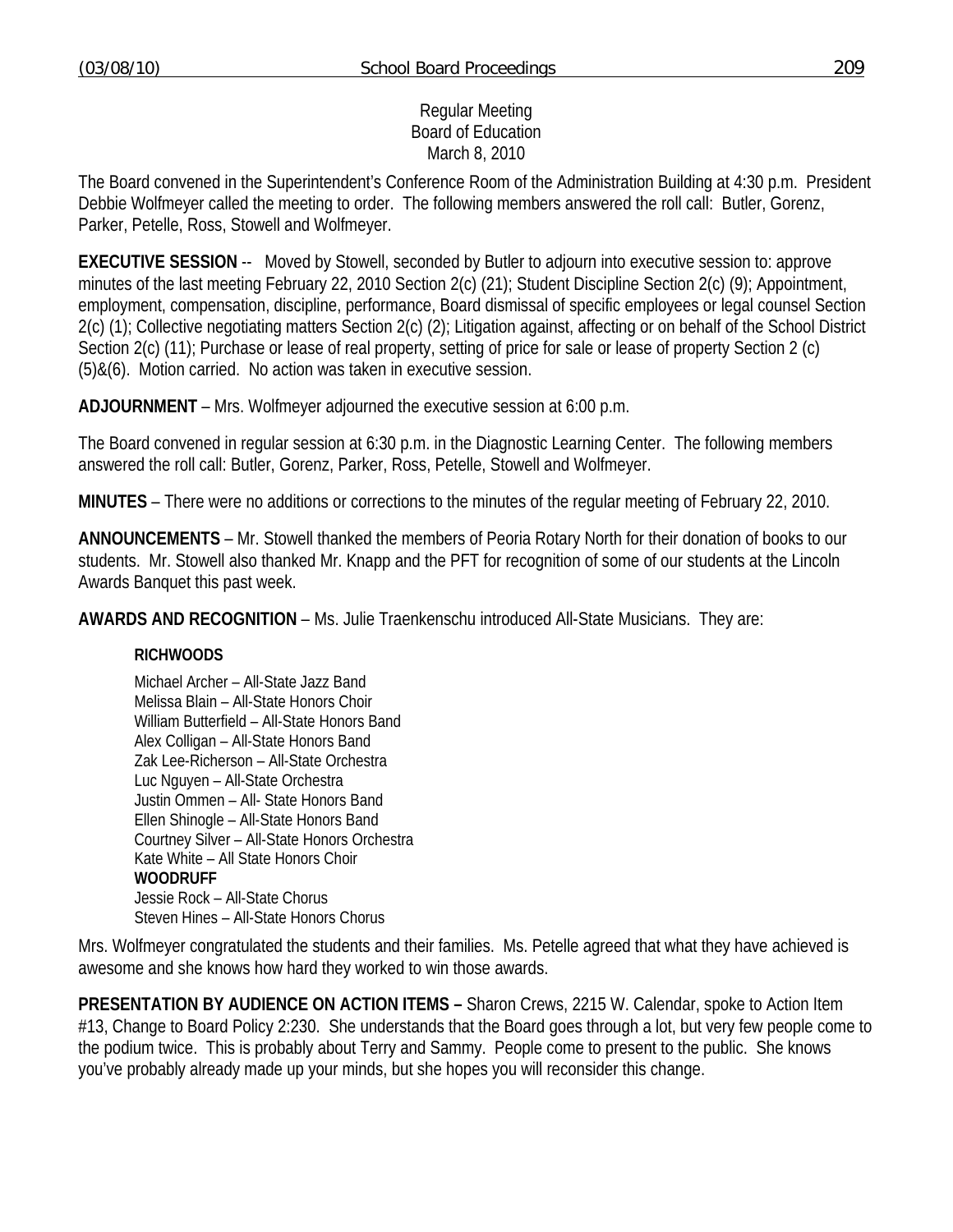Regular Meeting
Board of Education
March 8, 2010

The Board convened in the Superintendent's Conference Room of the Administration Building at 4:30 p.m. President Debbie Wolfmeyer called the meeting to order. The following members answered the roll call: Butler, Gorenz, Parker, Petelle, Ross, Stowell and Wolfmeyer.

**EXECUTIVE SESSION** -- Moved by Stowell, seconded by Butler to adjourn into executive session to: approve minutes of the last meeting February 22, 2010 Section 2(c) (21); Student Discipline Section 2(c) (9); Appointment, employment, compensation, discipline, performance, Board dismissal of specific employees or legal counsel Section 2(c) (1); Collective negotiating matters Section 2(c) (2); Litigation against, affecting or on behalf of the School District Section 2(c) (11); Purchase or lease of real property, setting of price for sale or lease of property Section 2 (c) (5)&(6). Motion carried. No action was taken in executive session.

**ADJOURNMENT** – Mrs. Wolfmeyer adjourned the executive session at 6:00 p.m.

The Board convened in regular session at 6:30 p.m. in the Diagnostic Learning Center. The following members answered the roll call: Butler, Gorenz, Parker, Ross, Petelle, Stowell and Wolfmeyer.

**MINUTES** – There were no additions or corrections to the minutes of the regular meeting of February 22, 2010.

**ANNOUNCEMENTS** – Mr. Stowell thanked the members of Peoria Rotary North for their donation of books to our students. Mr. Stowell also thanked Mr. Knapp and the PFT for recognition of some of our students at the Lincoln Awards Banquet this past week.

**AWARDS AND RECOGNITION** – Ms. Julie Traenkenschu introduced All-State Musicians. They are:

**RICHWOODS**

Michael Archer – All-State Jazz Band
Melissa Blain – All-State Honors Choir
William Butterfield – All-State Honors Band
Alex Colligan – All-State Honors Band
Zak Lee-Richerson – All-State Orchestra
Luc Nguyen – All-State Orchestra
Justin Ommen – All- State Honors Band
Ellen Shinogle – All-State Honors Band
Courtney Silver – All-State Honors Orchestra
Kate White – All State Honors Choir

**WOODRUFF**

Jessie Rock – All-State Chorus
Steven Hines – All-State Honors Chorus

Mrs. Wolfmeyer congratulated the students and their families. Ms. Petelle agreed that what they have achieved is awesome and she knows how hard they worked to win those awards.

**PRESENTATION BY AUDIENCE ON ACTION ITEMS –** Sharon Crews, 2215 W. Calendar, spoke to Action Item #13, Change to Board Policy 2:230. She understands that the Board goes through a lot, but very few people come to the podium twice. This is probably about Terry and Sammy. People come to present to the public. She knows you've probably already made up your minds, but she hopes you will reconsider this change.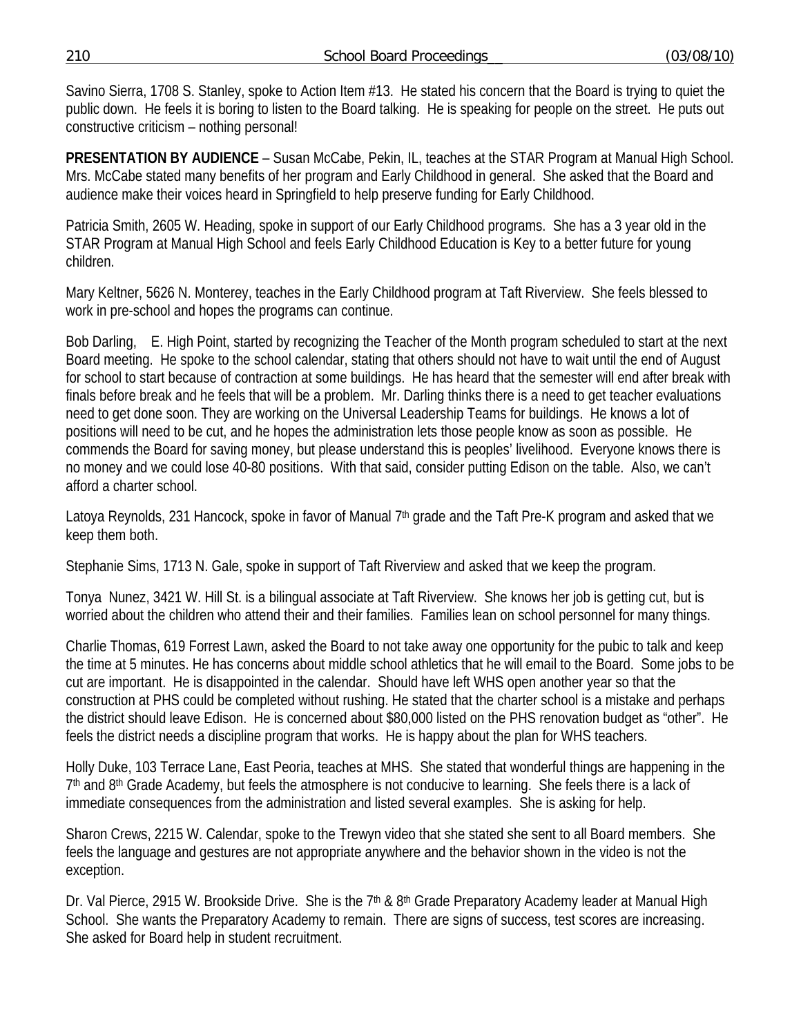Savino Sierra, 1708 S. Stanley, spoke to Action Item #13. He stated his concern that the Board is trying to quiet the public down. He feels it is boring to listen to the Board talking. He is speaking for people on the street. He puts out constructive criticism – nothing personal!

**PRESENTATION BY AUDIENCE** – Susan McCabe, Pekin, IL, teaches at the STAR Program at Manual High School. Mrs. McCabe stated many benefits of her program and Early Childhood in general. She asked that the Board and audience make their voices heard in Springfield to help preserve funding for Early Childhood.

Patricia Smith, 2605 W. Heading, spoke in support of our Early Childhood programs. She has a 3 year old in the STAR Program at Manual High School and feels Early Childhood Education is Key to a better future for young children.

Mary Keltner, 5626 N. Monterey, teaches in the Early Childhood program at Taft Riverview. She feels blessed to work in pre-school and hopes the programs can continue.

Bob Darling, E. High Point, started by recognizing the Teacher of the Month program scheduled to start at the next Board meeting. He spoke to the school calendar, stating that others should not have to wait until the end of August for school to start because of contraction at some buildings. He has heard that the semester will end after break with finals before break and he feels that will be a problem. Mr. Darling thinks there is a need to get teacher evaluations need to get done soon. They are working on the Universal Leadership Teams for buildings. He knows a lot of positions will need to be cut, and he hopes the administration lets those people know as soon as possible. He commends the Board for saving money, but please understand this is peoples' livelihood. Everyone knows there is no money and we could lose 40-80 positions. With that said, consider putting Edison on the table. Also, we can't afford a charter school.

Latoya Reynolds, 231 Hancock, spoke in favor of Manual 7th grade and the Taft Pre-K program and asked that we keep them both.

Stephanie Sims, 1713 N. Gale, spoke in support of Taft Riverview and asked that we keep the program.

Tonya Nunez, 3421 W. Hill St. is a bilingual associate at Taft Riverview. She knows her job is getting cut, but is worried about the children who attend their and their families. Families lean on school personnel for many things.

Charlie Thomas, 619 Forrest Lawn, asked the Board to not take away one opportunity for the pubic to talk and keep the time at 5 minutes. He has concerns about middle school athletics that he will email to the Board. Some jobs to be cut are important. He is disappointed in the calendar. Should have left WHS open another year so that the construction at PHS could be completed without rushing. He stated that the charter school is a mistake and perhaps the district should leave Edison. He is concerned about $80,000 listed on the PHS renovation budget as "other". He feels the district needs a discipline program that works. He is happy about the plan for WHS teachers.

Holly Duke, 103 Terrace Lane, East Peoria, teaches at MHS. She stated that wonderful things are happening in the 7th and 8th Grade Academy, but feels the atmosphere is not conducive to learning. She feels there is a lack of immediate consequences from the administration and listed several examples. She is asking for help.

Sharon Crews, 2215 W. Calendar, spoke to the Trewyn video that she stated she sent to all Board members. She feels the language and gestures are not appropriate anywhere and the behavior shown in the video is not the exception.

Dr. Val Pierce, 2915 W. Brookside Drive. She is the 7th & 8th Grade Preparatory Academy leader at Manual High School. She wants the Preparatory Academy to remain. There are signs of success, test scores are increasing. She asked for Board help in student recruitment.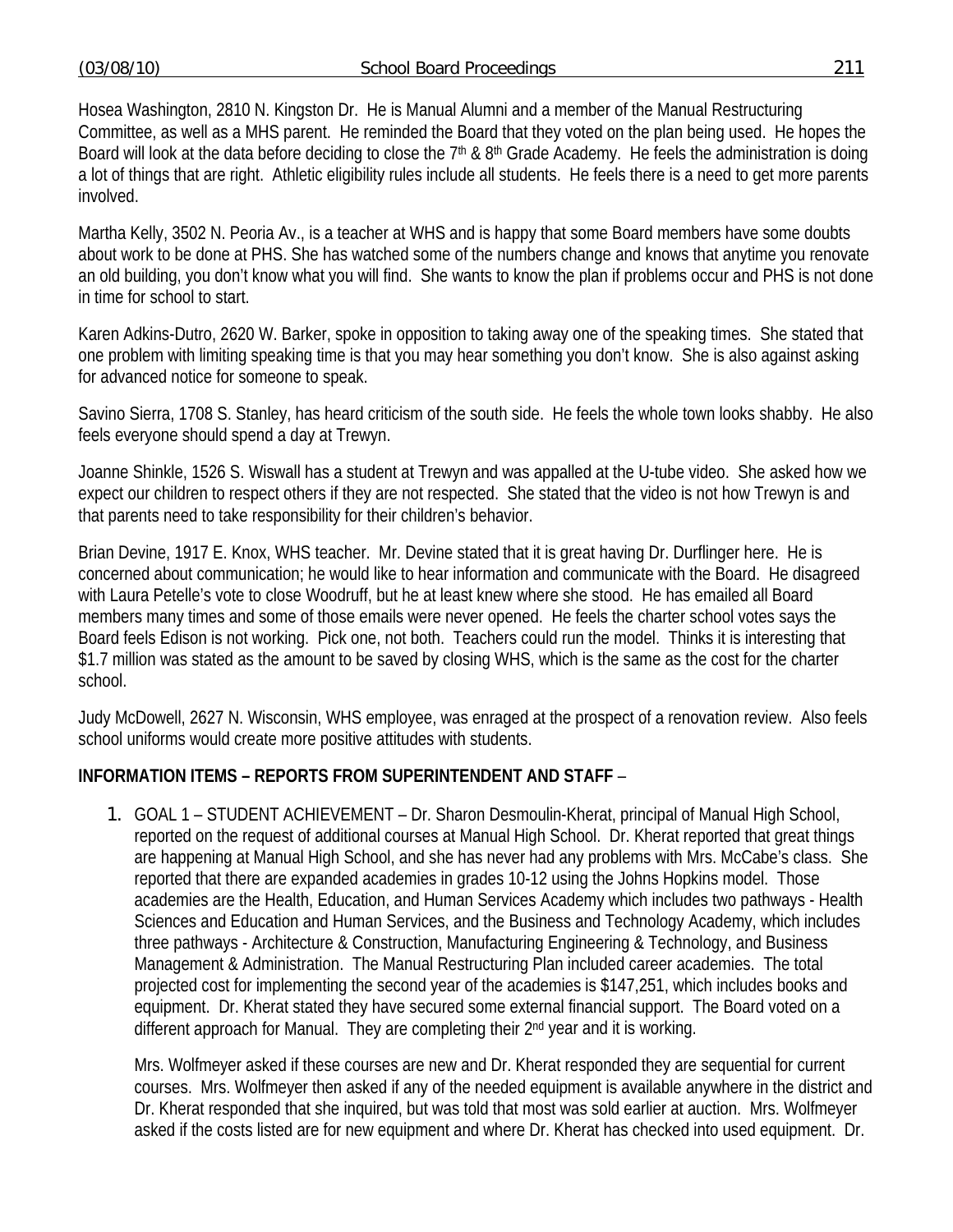Hosea Washington, 2810 N. Kingston Dr. He is Manual Alumni and a member of the Manual Restructuring Committee, as well as a MHS parent. He reminded the Board that they voted on the plan being used. He hopes the Board will look at the data before deciding to close the 7th & 8th Grade Academy. He feels the administration is doing a lot of things that are right. Athletic eligibility rules include all students. He feels there is a need to get more parents involved.

Martha Kelly, 3502 N. Peoria Av., is a teacher at WHS and is happy that some Board members have some doubts about work to be done at PHS. She has watched some of the numbers change and knows that anytime you renovate an old building, you don't know what you will find. She wants to know the plan if problems occur and PHS is not done in time for school to start.

Karen Adkins-Dutro, 2620 W. Barker, spoke in opposition to taking away one of the speaking times. She stated that one problem with limiting speaking time is that you may hear something you don't know. She is also against asking for advanced notice for someone to speak.

Savino Sierra, 1708 S. Stanley, has heard criticism of the south side. He feels the whole town looks shabby. He also feels everyone should spend a day at Trewyn.

Joanne Shinkle, 1526 S. Wiswall has a student at Trewyn and was appalled at the U-tube video. She asked how we expect our children to respect others if they are not respected. She stated that the video is not how Trewyn is and that parents need to take responsibility for their children's behavior.

Brian Devine, 1917 E. Knox, WHS teacher. Mr. Devine stated that it is great having Dr. Durflinger here. He is concerned about communication; he would like to hear information and communicate with the Board. He disagreed with Laura Petelle's vote to close Woodruff, but he at least knew where she stood. He has emailed all Board members many times and some of those emails were never opened. He feels the charter school votes says the Board feels Edison is not working. Pick one, not both. Teachers could run the model. Thinks it is interesting that $1.7 million was stated as the amount to be saved by closing WHS, which is the same as the cost for the charter school.

Judy McDowell, 2627 N. Wisconsin, WHS employee, was enraged at the prospect of a renovation review. Also feels school uniforms would create more positive attitudes with students.

**INFORMATION ITEMS – REPORTS FROM SUPERINTENDENT AND STAFF** –

1. GOAL 1 – STUDENT ACHIEVEMENT – Dr. Sharon Desmoulin-Kherat, principal of Manual High School, reported on the request of additional courses at Manual High School. Dr. Kherat reported that great things are happening at Manual High School, and she has never had any problems with Mrs. McCabe's class. She reported that there are expanded academies in grades 10-12 using the Johns Hopkins model. Those academies are the Health, Education, and Human Services Academy which includes two pathways - Health Sciences and Education and Human Services, and the Business and Technology Academy, which includes three pathways - Architecture & Construction, Manufacturing Engineering & Technology, and Business Management & Administration. The Manual Restructuring Plan included career academies. The total projected cost for implementing the second year of the academies is $147,251, which includes books and equipment. Dr. Kherat stated they have secured some external financial support. The Board voted on a different approach for Manual. They are completing their 2nd year and it is working.

   Mrs. Wolfmeyer asked if these courses are new and Dr. Kherat responded they are sequential for current courses. Mrs. Wolfmeyer then asked if any of the needed equipment is available anywhere in the district and Dr. Kherat responded that she inquired, but was told that most was sold earlier at auction. Mrs. Wolfmeyer asked if the costs listed are for new equipment and where Dr. Kherat has checked into used equipment. Dr.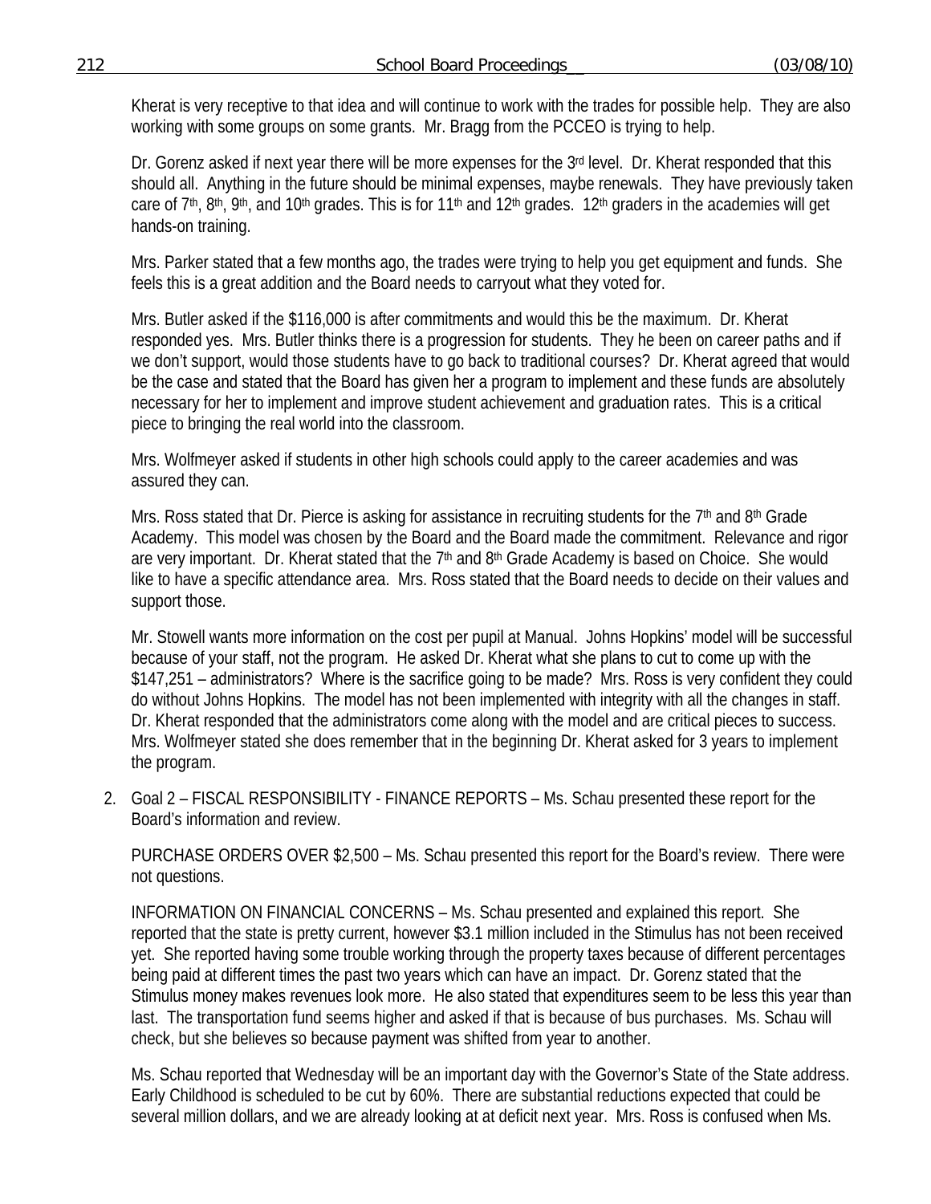Kherat is very receptive to that idea and will continue to work with the trades for possible help. They are also working with some groups on some grants. Mr. Bragg from the PCCEO is trying to help.

Dr. Gorenz asked if next year there will be more expenses for the 3rd level. Dr. Kherat responded that this should all. Anything in the future should be minimal expenses, maybe renewals. They have previously taken care of 7th, 8th, 9th, and 10th grades. This is for 11th and 12th grades. 12th graders in the academies will get hands-on training.

Mrs. Parker stated that a few months ago, the trades were trying to help you get equipment and funds. She feels this is a great addition and the Board needs to carryout what they voted for.

Mrs. Butler asked if the $116,000 is after commitments and would this be the maximum. Dr. Kherat responded yes. Mrs. Butler thinks there is a progression for students. They he been on career paths and if we don't support, would those students have to go back to traditional courses? Dr. Kherat agreed that would be the case and stated that the Board has given her a program to implement and these funds are absolutely necessary for her to implement and improve student achievement and graduation rates. This is a critical piece to bringing the real world into the classroom.

Mrs. Wolfmeyer asked if students in other high schools could apply to the career academies and was assured they can.

Mrs. Ross stated that Dr. Pierce is asking for assistance in recruiting students for the 7th and 8th Grade Academy. This model was chosen by the Board and the Board made the commitment. Relevance and rigor are very important. Dr. Kherat stated that the 7th and 8th Grade Academy is based on Choice. She would like to have a specific attendance area. Mrs. Ross stated that the Board needs to decide on their values and support those.

Mr. Stowell wants more information on the cost per pupil at Manual. Johns Hopkins' model will be successful because of your staff, not the program. He asked Dr. Kherat what she plans to cut to come up with the $147,251 – administrators? Where is the sacrifice going to be made? Mrs. Ross is very confident they could do without Johns Hopkins. The model has not been implemented with integrity with all the changes in staff. Dr. Kherat responded that the administrators come along with the model and are critical pieces to success. Mrs. Wolfmeyer stated she does remember that in the beginning Dr. Kherat asked for 3 years to implement the program.

2. Goal 2 – FISCAL RESPONSIBILITY - FINANCE REPORTS – Ms. Schau presented these report for the Board's information and review.

   PURCHASE ORDERS OVER $2,500 – Ms. Schau presented this report for the Board's review. There were not questions.

   INFORMATION ON FINANCIAL CONCERNS – Ms. Schau presented and explained this report. She reported that the state is pretty current, however $3.1 million included in the Stimulus has not been received yet. She reported having some trouble working through the property taxes because of different percentages being paid at different times the past two years which can have an impact. Dr. Gorenz stated that the Stimulus money makes revenues look more. He also stated that expenditures seem to be less this year than last. The transportation fund seems higher and asked if that is because of bus purchases. Ms. Schau will check, but she believes so because payment was shifted from year to another.

   Ms. Schau reported that Wednesday will be an important day with the Governor's State of the State address. Early Childhood is scheduled to be cut by 60%. There are substantial reductions expected that could be several million dollars, and we are already looking at at deficit next year. Mrs. Ross is confused when Ms.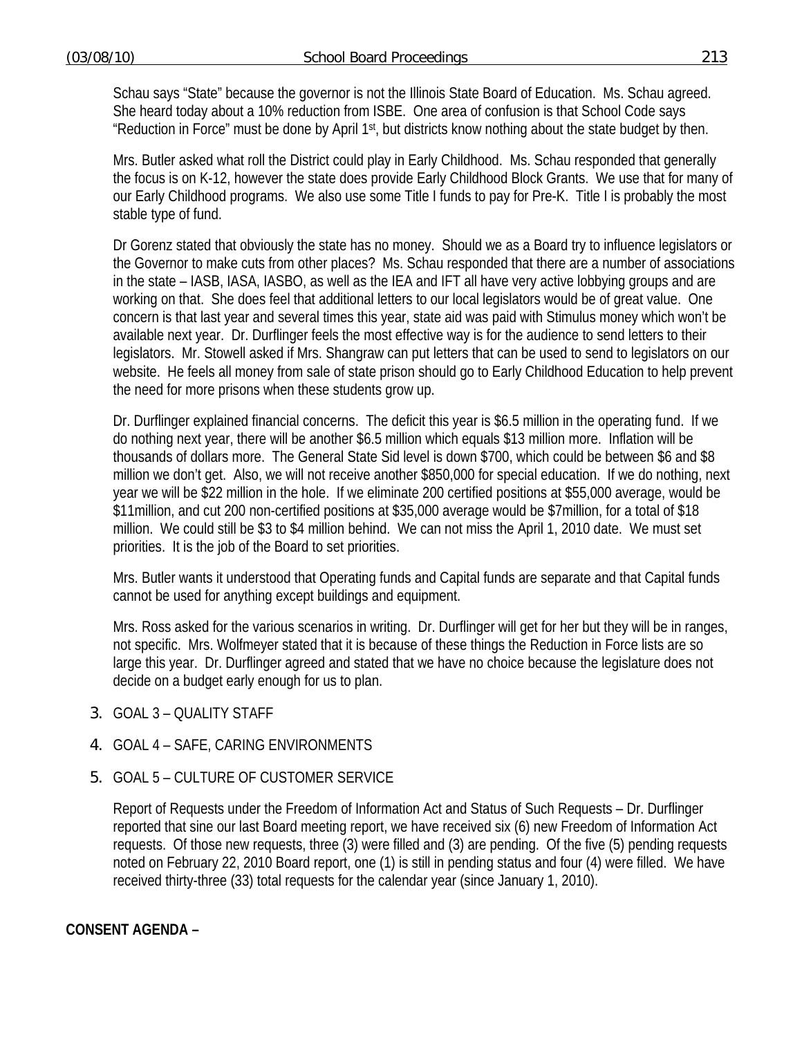Schau says "State" because the governor is not the Illinois State Board of Education. Ms. Schau agreed. She heard today about a 10% reduction from ISBE. One area of confusion is that School Code says "Reduction in Force" must be done by April 1st, but districts know nothing about the state budget by then.

Mrs. Butler asked what roll the District could play in Early Childhood. Ms. Schau responded that generally the focus is on K-12, however the state does provide Early Childhood Block Grants. We use that for many of our Early Childhood programs. We also use some Title I funds to pay for Pre-K. Title I is probably the most stable type of fund.

Dr Gorenz stated that obviously the state has no money. Should we as a Board try to influence legislators or the Governor to make cuts from other places? Ms. Schau responded that there are a number of associations in the state – IASB, IASA, IASBO, as well as the IEA and IFT all have very active lobbying groups and are working on that. She does feel that additional letters to our local legislators would be of great value. One concern is that last year and several times this year, state aid was paid with Stimulus money which won't be available next year. Dr. Durflinger feels the most effective way is for the audience to send letters to their legislators. Mr. Stowell asked if Mrs. Shangraw can put letters that can be used to send to legislators on our website. He feels all money from sale of state prison should go to Early Childhood Education to help prevent the need for more prisons when these students grow up.

Dr. Durflinger explained financial concerns. The deficit this year is $6.5 million in the operating fund. If we do nothing next year, there will be another $6.5 million which equals $13 million more. Inflation will be thousands of dollars more. The General State Sid level is down $700, which could be between $6 and $8 million we don't get. Also, we will not receive another $850,000 for special education. If we do nothing, next year we will be $22 million in the hole. If we eliminate 200 certified positions at $55,000 average, would be $11million, and cut 200 non-certified positions at $35,000 average would be $7million, for a total of $18 million. We could still be $3 to $4 million behind. We can not miss the April 1, 2010 date. We must set priorities. It is the job of the Board to set priorities.

Mrs. Butler wants it understood that Operating funds and Capital funds are separate and that Capital funds cannot be used for anything except buildings and equipment.

Mrs. Ross asked for the various scenarios in writing. Dr. Durflinger will get for her but they will be in ranges, not specific. Mrs. Wolfmeyer stated that it is because of these things the Reduction in Force lists are so large this year. Dr. Durflinger agreed and stated that we have no choice because the legislature does not decide on a budget early enough for us to plan.

3. GOAL 3 – QUALITY STAFF

4. GOAL 4 – SAFE, CARING ENVIRONMENTS

5. GOAL 5 – CULTURE OF CUSTOMER SERVICE

   Report of Requests under the Freedom of Information Act and Status of Such Requests – Dr. Durflinger reported that sine our last Board meeting report, we have received six (6) new Freedom of Information Act requests. Of those new requests, three (3) were filled and (3) are pending. Of the five (5) pending requests noted on February 22, 2010 Board report, one (1) is still in pending status and four (4) were filled. We have received thirty-three (33) total requests for the calendar year (since January 1, 2010).

**CONSENT AGENDA –**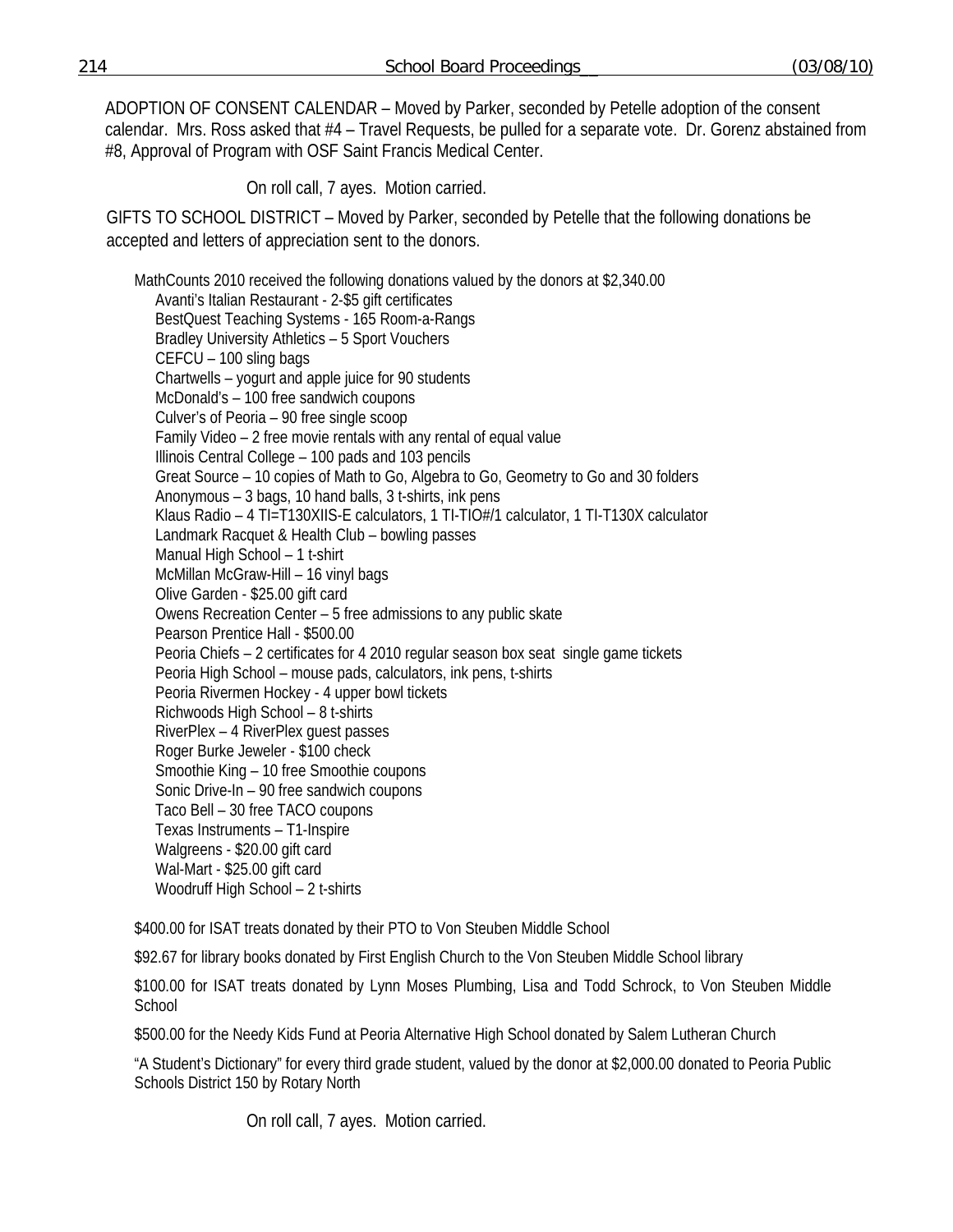ADOPTION OF CONSENT CALENDAR – Moved by Parker, seconded by Petelle adoption of the consent calendar. Mrs. Ross asked that #4 – Travel Requests, be pulled for a separate vote. Dr. Gorenz abstained from #8, Approval of Program with OSF Saint Francis Medical Center.

On roll call, 7 ayes. Motion carried.

GIFTS TO SCHOOL DISTRICT – Moved by Parker, seconded by Petelle that the following donations be accepted and letters of appreciation sent to the donors.

MathCounts 2010 received the following donations valued by the donors at $2,340.00

- Avanti's Italian Restaurant - 2-$5 gift certificates
- BestQuest Teaching Systems - 165 Room-a-Rangs
- Bradley University Athletics – 5 Sport Vouchers
- CEFCU – 100 sling bags
- Chartwells – yogurt and apple juice for 90 students
- McDonald's – 100 free sandwich coupons
- Culver's of Peoria – 90 free single scoop
- Family Video – 2 free movie rentals with any rental of equal value
- Illinois Central College – 100 pads and 103 pencils
- Great Source – 10 copies of Math to Go, Algebra to Go, Geometry to Go and 30 folders
- Anonymous – 3 bags, 10 hand balls, 3 t-shirts, ink pens
- Klaus Radio – 4 TI=T130XIIS-E calculators, 1 TI-TIO#/1 calculator, 1 TI-T130X calculator
- Landmark Racquet & Health Club – bowling passes
- Manual High School – 1 t-shirt
- McMillan McGraw-Hill – 16 vinyl bags
- Olive Garden - $25.00 gift card
- Owens Recreation Center – 5 free admissions to any public skate
- Pearson Prentice Hall - $500.00
- Peoria Chiefs – 2 certificates for 4 2010 regular season box seat single game tickets
- Peoria High School – mouse pads, calculators, ink pens, t-shirts
- Peoria Rivermen Hockey - 4 upper bowl tickets
- Richwoods High School – 8 t-shirts
- RiverPlex – 4 RiverPlex guest passes
- Roger Burke Jeweler - $100 check
- Smoothie King – 10 free Smoothie coupons
- Sonic Drive-In – 90 free sandwich coupons
- Taco Bell – 30 free TACO coupons
- Texas Instruments – T1-Inspire
- Walgreens - $20.00 gift card
- Wal-Mart - $25.00 gift card
- Woodruff High School – 2 t-shirts

$400.00 for ISAT treats donated by their PTO to Von Steuben Middle School

$92.67 for library books donated by First English Church to the Von Steuben Middle School library

$100.00 for ISAT treats donated by Lynn Moses Plumbing, Lisa and Todd Schrock, to Von Steuben Middle School

$500.00 for the Needy Kids Fund at Peoria Alternative High School donated by Salem Lutheran Church

"A Student's Dictionary" for every third grade student, valued by the donor at $2,000.00 donated to Peoria Public Schools District 150 by Rotary North

On roll call, 7 ayes. Motion carried.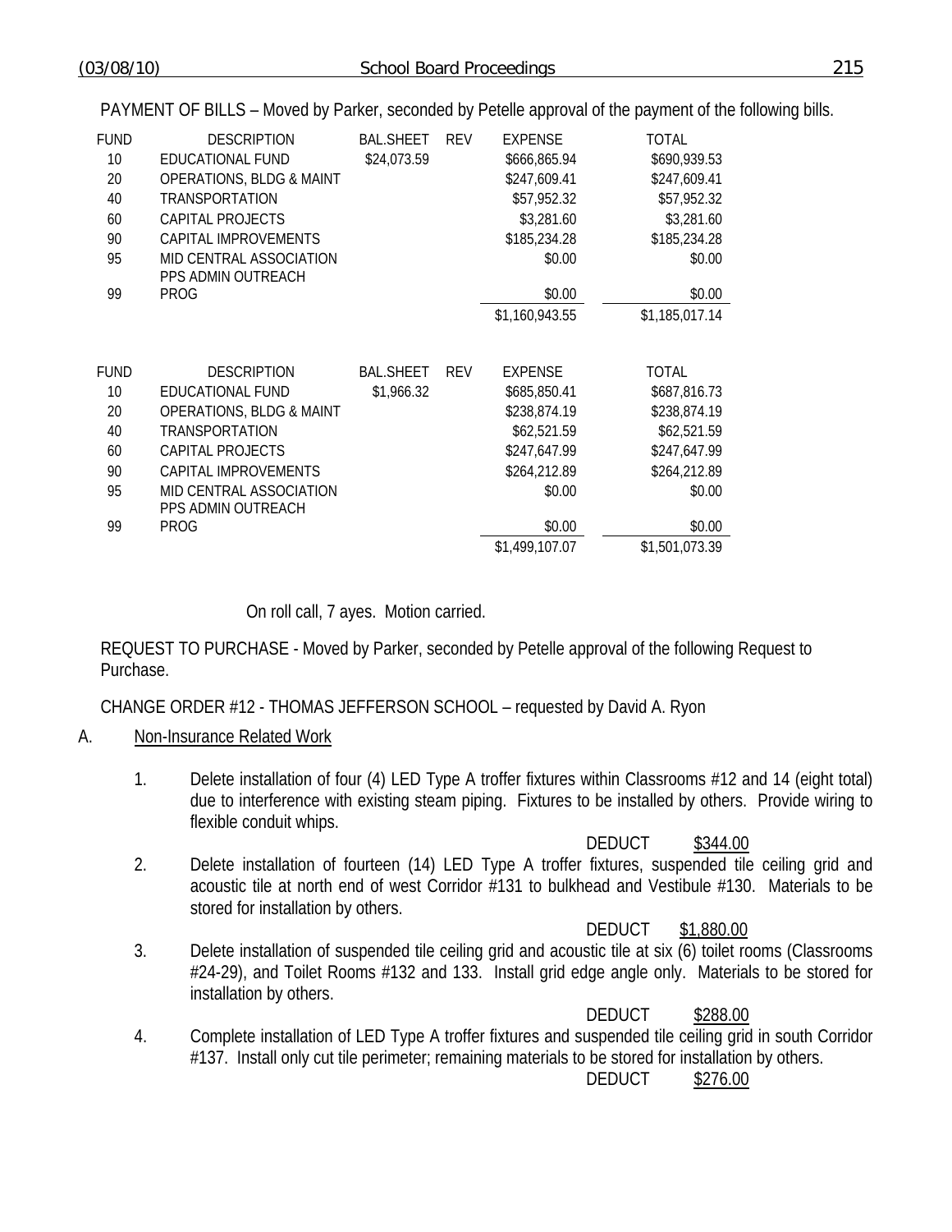PAYMENT OF BILLS – Moved by Parker, seconded by Petelle approval of the payment of the following bills.

| FUND | DESCRIPTION | BAL.SHEET | REV | EXPENSE | TOTAL |
|---|---|---|---|---|---|
| 10 | EDUCATIONAL FUND | $24,073.59 | | $666,865.94 | $690,939.53 |
| 20 | OPERATIONS, BLDG & MAINT | | | $247,609.41 | $247,609.41 |
| 40 | TRANSPORTATION | | | $57,952.32 | $57,952.32 |
| 60 | CAPITAL PROJECTS | | | $3,281.60 | $3,281.60 |
| 90 | CAPITAL IMPROVEMENTS | | | $185,234.28 | $185,234.28 |
| 95 | MID CENTRAL ASSOCIATION | | | $0.00 | $0.00 |
| 99 | PPS ADMIN OUTREACH PROG | | | $0.00 | $0.00 |
| | | | | $1,160,943.55 | $1,185,017.14 |

| FUND | DESCRIPTION | BAL.SHEET | REV | EXPENSE | TOTAL |
|---|---|---|---|---|---|
| 10 | EDUCATIONAL FUND | $1,966.32 | | $685,850.41 | $687,816.73 |
| 20 | OPERATIONS, BLDG & MAINT | | | $238,874.19 | $238,874.19 |
| 40 | TRANSPORTATION | | | $62,521.59 | $62,521.59 |
| 60 | CAPITAL PROJECTS | | | $247,647.99 | $247,647.99 |
| 90 | CAPITAL IMPROVEMENTS | | | $264,212.89 | $264,212.89 |
| 95 | MID CENTRAL ASSOCIATION | | | $0.00 | $0.00 |
| 99 | PPS ADMIN OUTREACH PROG | | | $0.00 | $0.00 |
| | | | | $1,499,107.07 | $1,501,073.39 |

On roll call, 7 ayes. Motion carried.

REQUEST TO PURCHASE - Moved by Parker, seconded by Petelle approval of the following Request to Purchase.

CHANGE ORDER #12 - THOMAS JEFFERSON SCHOOL – requested by David A. Ryon

A. Non-Insurance Related Work

1. Delete installation of four (4) LED Type A troffer fixtures within Classrooms #12 and 14 (eight total) due to interference with existing steam piping. Fixtures to be installed by others. Provide wiring to flexible conduit whips.

   DEDUCT $344.00

2. Delete installation of fourteen (14) LED Type A troffer fixtures, suspended tile ceiling grid and acoustic tile at north end of west Corridor #131 to bulkhead and Vestibule #130. Materials to be stored for installation by others.

   DEDUCT $1,880.00

3. Delete installation of suspended tile ceiling grid and acoustic tile at six (6) toilet rooms (Classrooms #24-29), and Toilet Rooms #132 and 133. Install grid edge angle only. Materials to be stored for installation by others.

   DEDUCT $288.00

4. Complete installation of LED Type A troffer fixtures and suspended tile ceiling grid in south Corridor #137. Install only cut tile perimeter; remaining materials to be stored for installation by others.

   DEDUCT $276.00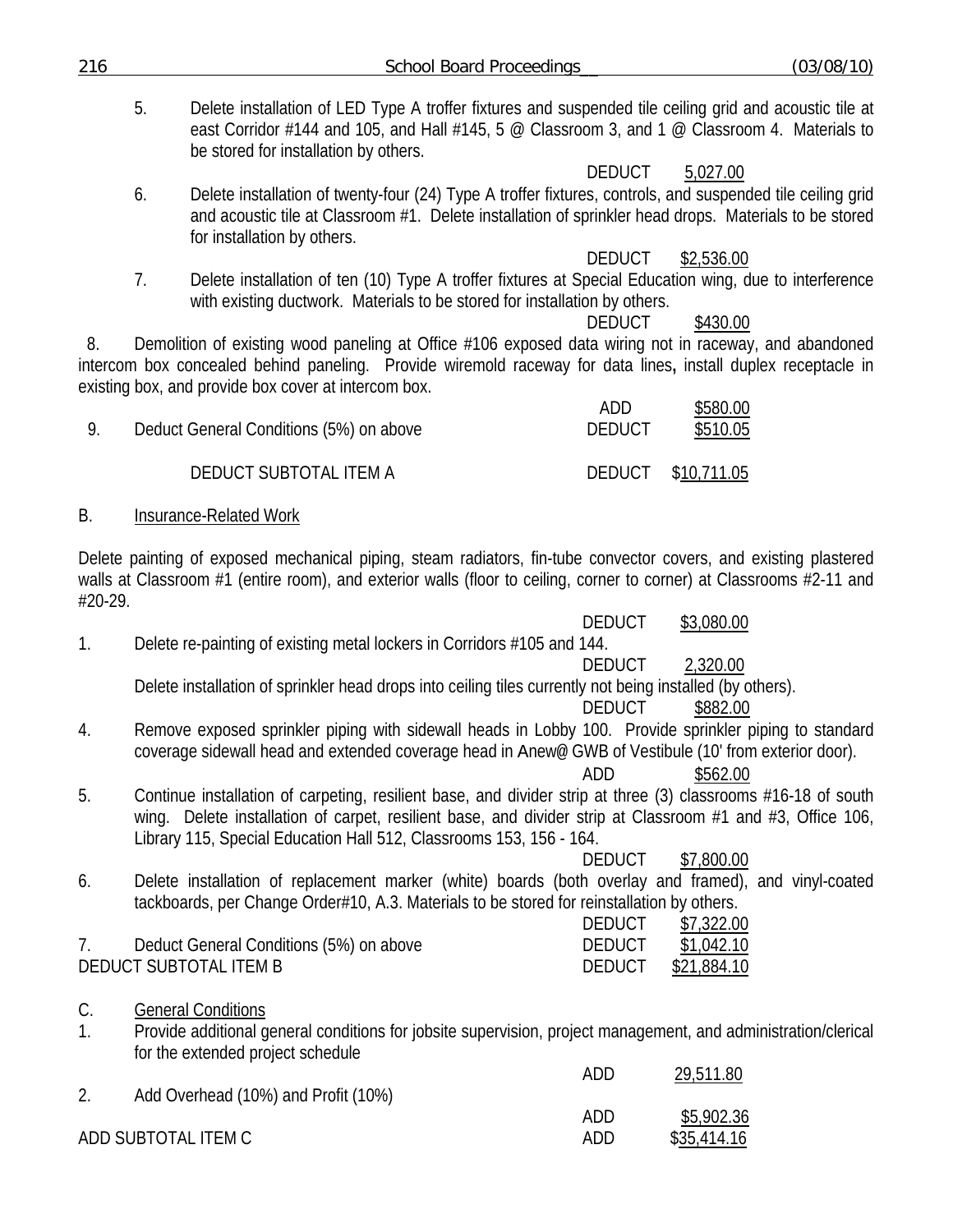5. Delete installation of LED Type A troffer fixtures and suspended tile ceiling grid and acoustic tile at east Corridor #144 and 105, and Hall #145, 5 @ Classroom 3, and 1 @ Classroom 4. Materials to be stored for installation by others.

   DEDUCT 5,027.00

6. Delete installation of twenty-four (24) Type A troffer fixtures, controls, and suspended tile ceiling grid and acoustic tile at Classroom #1. Delete installation of sprinkler head drops. Materials to be stored for installation by others.

   DEDUCT $2,536.00

7. Delete installation of ten (10) Type A troffer fixtures at Special Education wing, due to interference with existing ductwork. Materials to be stored for installation by others.

   DEDUCT $430.00

8. Demolition of existing wood paneling at Office #106 exposed data wiring not in raceway, and abandoned intercom box concealed behind paneling. Provide wiremold raceway for data lines, install duplex receptacle in existing box, and provide box cover at intercom box.

   ADD $580.00

9. Deduct General Conditions (5%) on above — DEDUCT $510.05

DEDUCT SUBTOTAL ITEM A — DEDUCT $10,711.05

B. Insurance-Related Work

Delete painting of exposed mechanical piping, steam radiators, fin-tube convector covers, and existing plastered walls at Classroom #1 (entire room), and exterior walls (floor to ceiling, corner to corner) at Classrooms #2-11 and #20-29.

DEDUCT $3,080.00

1. Delete re-painting of existing metal lockers in Corridors #105 and 144.

   DEDUCT 2,320.00

   Delete installation of sprinkler head drops into ceiling tiles currently not being installed (by others).

   DEDUCT $882.00

4. Remove exposed sprinkler piping with sidewall heads in Lobby 100. Provide sprinkler piping to standard coverage sidewall head and extended coverage head in Anew@ GWB of Vestibule (10' from exterior door).

   ADD $562.00

5. Continue installation of carpeting, resilient base, and divider strip at three (3) classrooms #16-18 of south wing. Delete installation of carpet, resilient base, and divider strip at Classroom #1 and #3, Office 106, Library 115, Special Education Hall 512, Classrooms 153, 156 - 164.

   DEDUCT $7,800.00

6. Delete installation of replacement marker (white) boards (both overlay and framed), and vinyl-coated tackboards, per Change Order#10, A.3. Materials to be stored for reinstallation by others.

   DEDUCT $7,322.00

7. Deduct General Conditions (5%) on above — DEDUCT $1,042.10

DEDUCT SUBTOTAL ITEM B — DEDUCT $21,884.10

C. General Conditions

1. Provide additional general conditions for jobsite supervision, project management, and administration/clerical for the extended project schedule

   ADD 29,511.80

2. Add Overhead (10%) and Profit (10%)

   ADD $5,902.36

ADD SUBTOTAL ITEM C — ADD $35,414.16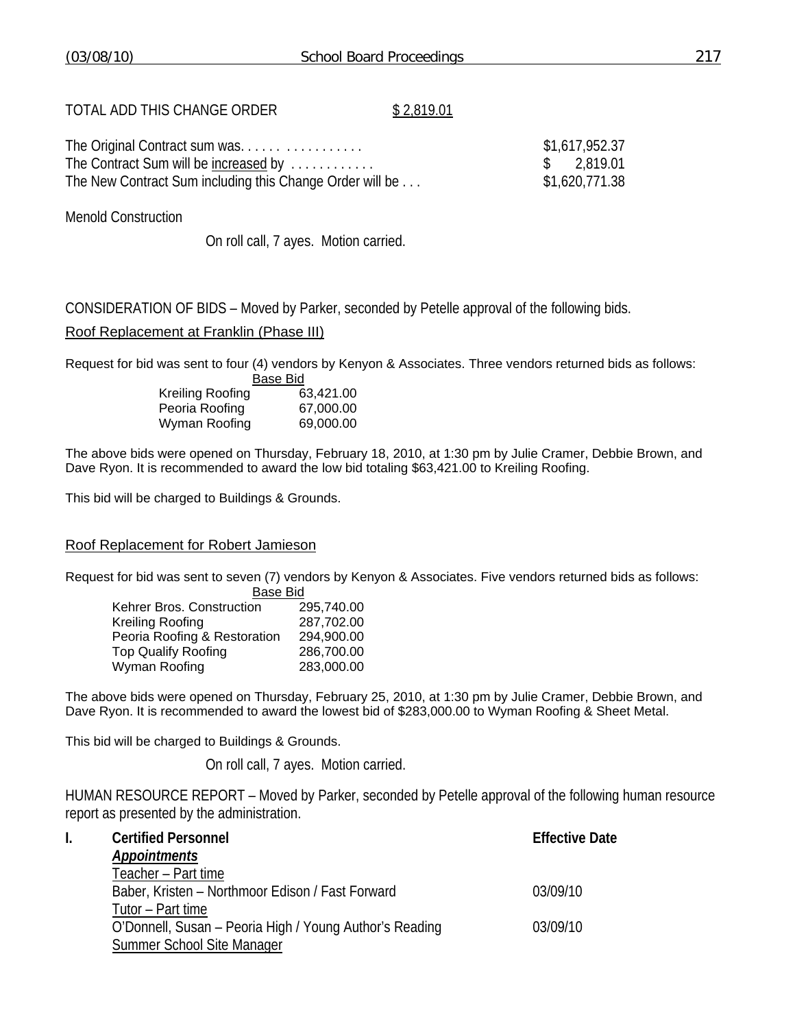TOTAL ADD THIS CHANGE ORDER $ 2,819.01

| | |
|---|---|
| The Original Contract sum was. . . . . . . . . . . . . . . . . | $1,617,952.37 |
| The Contract Sum will be increased by . . . . . . . . . . . | $ 2,819.01 |
| The New Contract Sum including this Change Order will be . . . | $1,620,771.38 |

Menold Construction

On roll call, 7 ayes. Motion carried.

CONSIDERATION OF BIDS – Moved by Parker, seconded by Petelle approval of the following bids.

Roof Replacement at Franklin (Phase III)

Request for bid was sent to four (4) vendors by Kenyon & Associates. Three vendors returned bids as follows:

| | Base Bid |
|---|---|
| Kreiling Roofing | 63,421.00 |
| Peoria Roofing | 67,000.00 |
| Wyman Roofing | 69,000.00 |

The above bids were opened on Thursday, February 18, 2010, at 1:30 pm by Julie Cramer, Debbie Brown, and Dave Ryon. It is recommended to award the low bid totaling $63,421.00 to Kreiling Roofing.

This bid will be charged to Buildings & Grounds.

Roof Replacement for Robert Jamieson

Request for bid was sent to seven (7) vendors by Kenyon & Associates. Five vendors returned bids as follows:

| | Base Bid |
|---|---|
| Kehrer Bros. Construction | 295,740.00 |
| Kreiling Roofing | 287,702.00 |
| Peoria Roofing & Restoration | 294,900.00 |
| Top Qualify Roofing | 286,700.00 |
| Wyman Roofing | 283,000.00 |

The above bids were opened on Thursday, February 25, 2010, at 1:30 pm by Julie Cramer, Debbie Brown, and Dave Ryon. It is recommended to award the lowest bid of $283,000.00 to Wyman Roofing & Sheet Metal.

This bid will be charged to Buildings & Grounds.

On roll call, 7 ayes. Motion carried.

HUMAN RESOURCE REPORT – Moved by Parker, seconded by Petelle approval of the following human resource report as presented by the administration.

| I. Certified Personnel | Effective Date |
|---|---|
| ***Appointments*** | |
| Teacher – Part time | |
| Baber, Kristen – Northmoor Edison / Fast Forward | 03/09/10 |
| Tutor – Part time | |
| O'Donnell, Susan – Peoria High / Young Author's Reading | 03/09/10 |
| Summer School Site Manager | |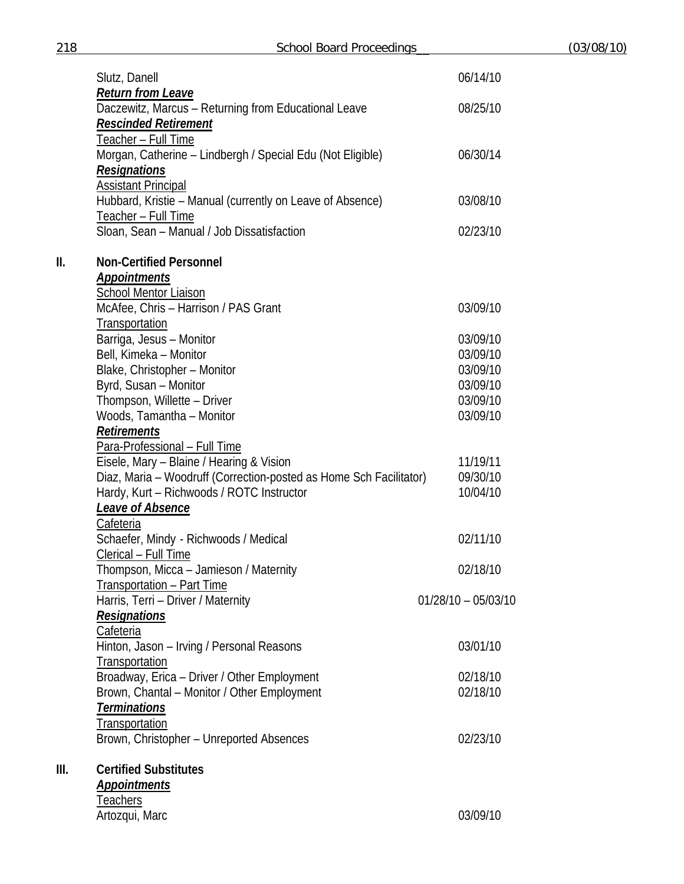Slutz, Danell 06/14/10

***Return from Leave***

Daczewitz, Marcus – Returning from Educational Leave 08/25/10

***Rescinded Retirement***

Teacher – Full Time

Morgan, Catherine – Lindbergh / Special Edu (Not Eligible) 06/30/14

***Resignations***

Assistant Principal

Hubbard, Kristie – Manual (currently on Leave of Absence) 03/08/10

Teacher – Full Time

Sloan, Sean – Manual / Job Dissatisfaction 02/23/10

## II. Non-Certified Personnel

***Appointments***

School Mentor Liaison

McAfee, Chris – Harrison / PAS Grant 03/09/10

Transportation

Barriga, Jesus – Monitor 03/09/10

Bell, Kimeka – Monitor 03/09/10

Blake, Christopher – Monitor 03/09/10

Byrd, Susan – Monitor 03/09/10

Thompson, Willette – Driver 03/09/10

Woods, Tamantha – Monitor 03/09/10

***Retirements***

Para-Professional – Full Time

Eisele, Mary – Blaine / Hearing & Vision 11/19/11

Diaz, Maria – Woodruff (Correction-posted as Home Sch Facilitator) 09/30/10

Hardy, Kurt – Richwoods / ROTC Instructor 10/04/10

***Leave of Absence***

Cafeteria

Schaefer, Mindy - Richwoods / Medical 02/11/10

Clerical – Full Time

Thompson, Micca – Jamieson / Maternity 02/18/10

Transportation – Part Time

Harris, Terri – Driver / Maternity 01/28/10 – 05/03/10

***Resignations***

Cafeteria

Hinton, Jason – Irving / Personal Reasons 03/01/10

Transportation

Broadway, Erica – Driver / Other Employment 02/18/10

Brown, Chantal – Monitor / Other Employment 02/18/10

***Terminations***

Transportation

Brown, Christopher – Unreported Absences 02/23/10

## III. Certified Substitutes

***Appointments***

Teachers

Artozqui, Marc 03/09/10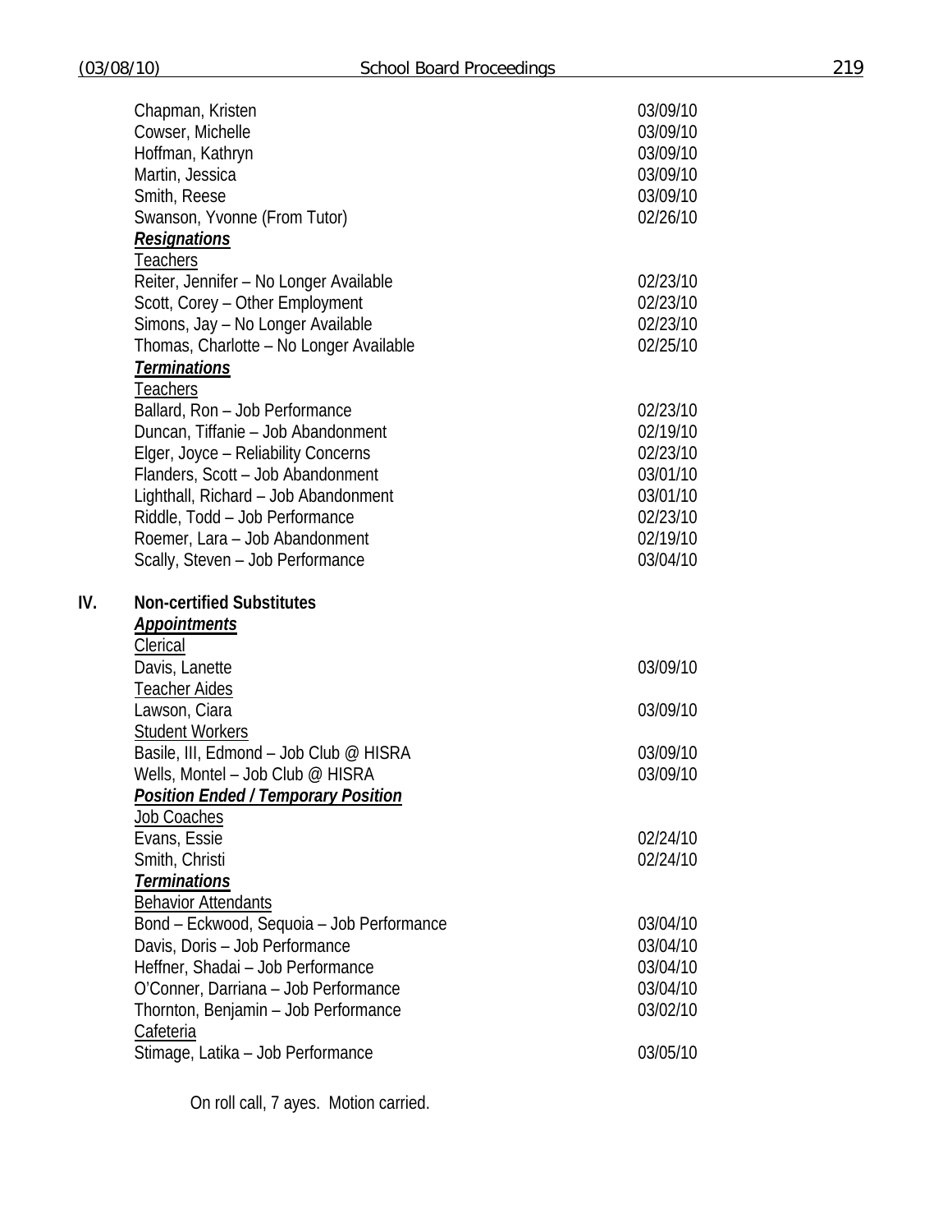| | |
|---|---|
| Chapman, Kristen | 03/09/10 |
| Cowser, Michelle | 03/09/10 |
| Hoffman, Kathryn | 03/09/10 |
| Martin, Jessica | 03/09/10 |
| Smith, Reese | 03/09/10 |
| Swanson, Yvonne (From Tutor) | 02/26/10 |
| ***Resignations*** | |
| Teachers | |
| Reiter, Jennifer – No Longer Available | 02/23/10 |
| Scott, Corey – Other Employment | 02/23/10 |
| Simons, Jay – No Longer Available | 02/23/10 |
| Thomas, Charlotte – No Longer Available | 02/25/10 |
| ***Terminations*** | |
| Teachers | |
| Ballard, Ron – Job Performance | 02/23/10 |
| Duncan, Tiffanie – Job Abandonment | 02/19/10 |
| Elger, Joyce – Reliability Concerns | 02/23/10 |
| Flanders, Scott – Job Abandonment | 03/01/10 |
| Lighthall, Richard – Job Abandonment | 03/01/10 |
| Riddle, Todd – Job Performance | 02/23/10 |
| Roemer, Lara – Job Abandonment | 02/19/10 |
| Scally, Steven – Job Performance | 03/04/10 |

**IV. Non-certified Substitutes**

| | |
|---|---|
| ***Appointments*** | |
| Clerical | |
| Davis, Lanette | 03/09/10 |
| Teacher Aides | |
| Lawson, Ciara | 03/09/10 |
| Student Workers | |
| Basile, III, Edmond – Job Club @ HISRA | 03/09/10 |
| Wells, Montel – Job Club @ HISRA | 03/09/10 |
| ***Position Ended / Temporary Position*** | |
| Job Coaches | |
| Evans, Essie | 02/24/10 |
| Smith, Christi | 02/24/10 |
| ***Terminations*** | |
| Behavior Attendants | |
| Bond – Eckwood, Sequoia – Job Performance | 03/04/10 |
| Davis, Doris – Job Performance | 03/04/10 |
| Heffner, Shadai – Job Performance | 03/04/10 |
| O'Conner, Darriana – Job Performance | 03/04/10 |
| Thornton, Benjamin – Job Performance | 03/02/10 |
| Cafeteria | |
| Stimage, Latika – Job Performance | 03/05/10 |

On roll call, 7 ayes. Motion carried.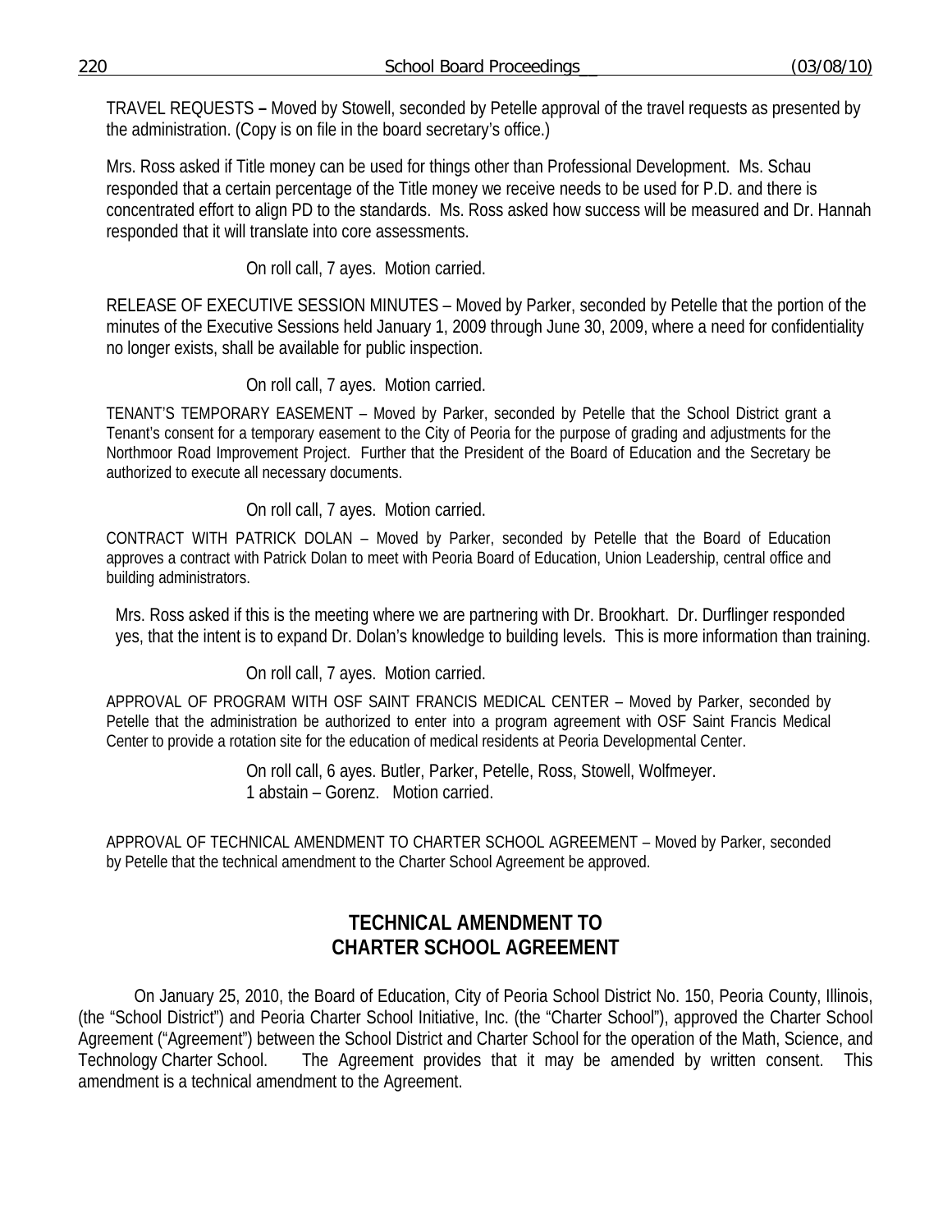TRAVEL REQUESTS **–** Moved by Stowell, seconded by Petelle approval of the travel requests as presented by the administration. (Copy is on file in the board secretary's office.)

Mrs. Ross asked if Title money can be used for things other than Professional Development. Ms. Schau responded that a certain percentage of the Title money we receive needs to be used for P.D. and there is concentrated effort to align PD to the standards. Ms. Ross asked how success will be measured and Dr. Hannah responded that it will translate into core assessments.

On roll call, 7 ayes. Motion carried.

RELEASE OF EXECUTIVE SESSION MINUTES – Moved by Parker, seconded by Petelle that the portion of the minutes of the Executive Sessions held January 1, 2009 through June 30, 2009, where a need for confidentiality no longer exists, shall be available for public inspection.

On roll call, 7 ayes. Motion carried.

TENANT'S TEMPORARY EASEMENT – Moved by Parker, seconded by Petelle that the School District grant a Tenant's consent for a temporary easement to the City of Peoria for the purpose of grading and adjustments for the Northmoor Road Improvement Project. Further that the President of the Board of Education and the Secretary be authorized to execute all necessary documents.

On roll call, 7 ayes. Motion carried.

CONTRACT WITH PATRICK DOLAN – Moved by Parker, seconded by Petelle that the Board of Education approves a contract with Patrick Dolan to meet with Peoria Board of Education, Union Leadership, central office and building administrators.

Mrs. Ross asked if this is the meeting where we are partnering with Dr. Brookhart. Dr. Durflinger responded yes, that the intent is to expand Dr. Dolan's knowledge to building levels. This is more information than training.

On roll call, 7 ayes. Motion carried.

APPROVAL OF PROGRAM WITH OSF SAINT FRANCIS MEDICAL CENTER – Moved by Parker, seconded by Petelle that the administration be authorized to enter into a program agreement with OSF Saint Francis Medical Center to provide a rotation site for the education of medical residents at Peoria Developmental Center.

On roll call, 6 ayes. Butler, Parker, Petelle, Ross, Stowell, Wolfmeyer.
1 abstain – Gorenz. Motion carried.

APPROVAL OF TECHNICAL AMENDMENT TO CHARTER SCHOOL AGREEMENT – Moved by Parker, seconded by Petelle that the technical amendment to the Charter School Agreement be approved.

## TECHNICAL AMENDMENT TO CHARTER SCHOOL AGREEMENT

On January 25, 2010, the Board of Education, City of Peoria School District No. 150, Peoria County, Illinois, (the "School District") and Peoria Charter School Initiative, Inc. (the "Charter School"), approved the Charter School Agreement ("Agreement") between the School District and Charter School for the operation of the Math, Science, and Technology Charter School. The Agreement provides that it may be amended by written consent. This amendment is a technical amendment to the Agreement.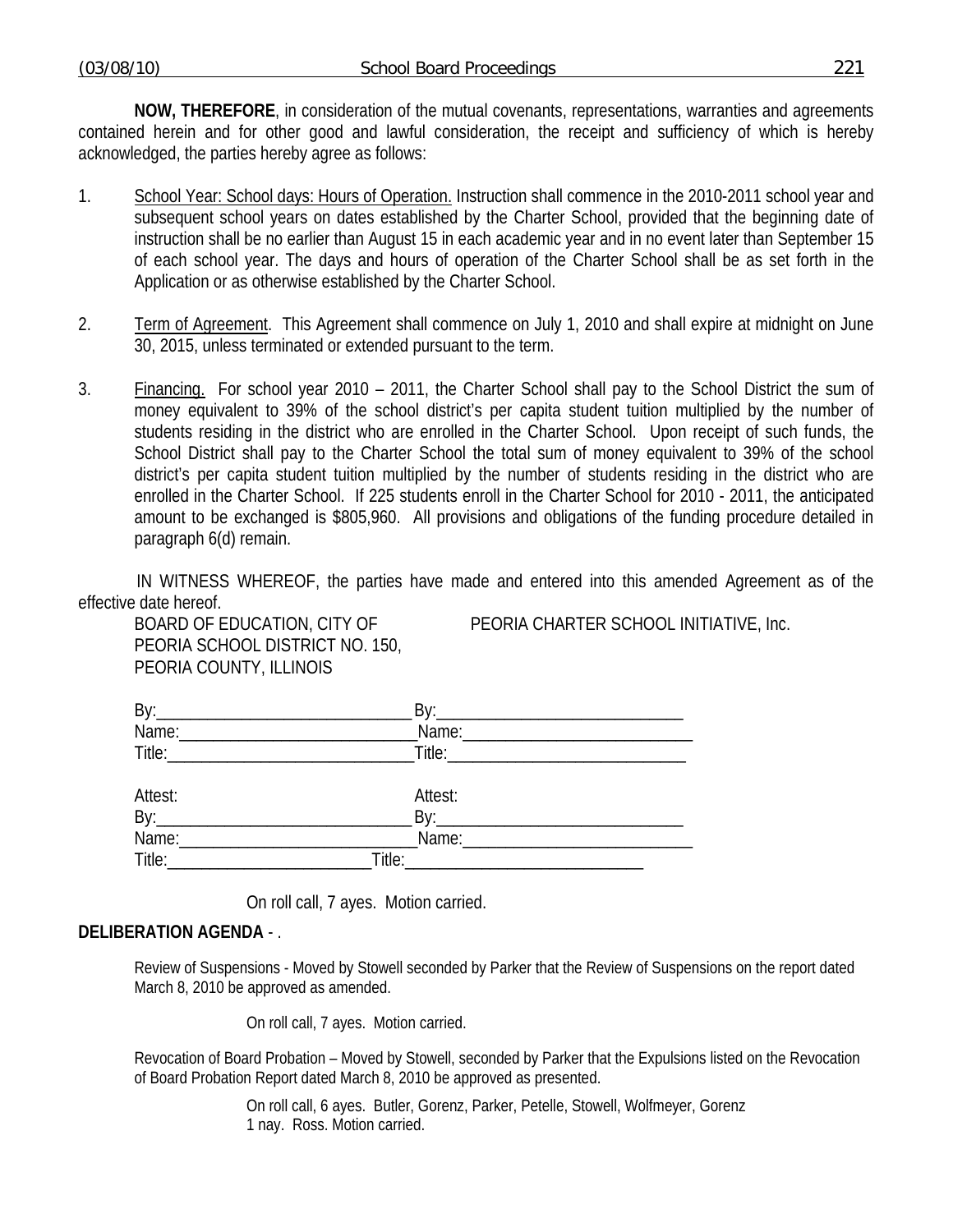**NOW, THEREFORE**, in consideration of the mutual covenants, representations, warranties and agreements contained herein and for other good and lawful consideration, the receipt and sufficiency of which is hereby acknowledged, the parties hereby agree as follows:

1. <u>School Year: School days: Hours of Operation.</u> Instruction shall commence in the 2010-2011 school year and subsequent school years on dates established by the Charter School, provided that the beginning date of instruction shall be no earlier than August 15 in each academic year and in no event later than September 15 of each school year. The days and hours of operation of the Charter School shall be as set forth in the Application or as otherwise established by the Charter School.

2. <u>Term of Agreement</u>. This Agreement shall commence on July 1, 2010 and shall expire at midnight on June 30, 2015, unless terminated or extended pursuant to the term.

3. <u>Financing.</u> For school year 2010 – 2011, the Charter School shall pay to the School District the sum of money equivalent to 39% of the school district's per capita student tuition multiplied by the number of students residing in the district who are enrolled in the Charter School. Upon receipt of such funds, the School District shall pay to the Charter School the total sum of money equivalent to 39% of the school district's per capita student tuition multiplied by the number of students residing in the district who are enrolled in the Charter School. If 225 students enroll in the Charter School for 2010 - 2011, the anticipated amount to be exchanged is $805,960. All provisions and obligations of the funding procedure detailed in paragraph 6(d) remain.

IN WITNESS WHEREOF, the parties have made and entered into this amended Agreement as of the effective date hereof.

| BOARD OF EDUCATION, CITY OF PEORIA SCHOOL DISTRICT NO. 150, PEORIA COUNTY, ILLINOIS | PEORIA CHARTER SCHOOL INITIATIVE, Inc. |
|---|---|
| By:______________________________ | By:______________________________ |
| Name:____________________________ | Name:____________________________ |
| Title:_____________________________ | Title:_____________________________ |
| Attest: | Attest: |
| By:______________________________ | By:______________________________ |
| Name:____________________________ | Name:____________________________ |
| Title:_________________________ | Title:_____________________________ |

On roll call, 7 ayes. Motion carried.

**DELIBERATION AGENDA** - .

Review of Suspensions - Moved by Stowell seconded by Parker that the Review of Suspensions on the report dated March 8, 2010 be approved as amended.

On roll call, 7 ayes. Motion carried.

Revocation of Board Probation – Moved by Stowell, seconded by Parker that the Expulsions listed on the Revocation of Board Probation Report dated March 8, 2010 be approved as presented.

On roll call, 6 ayes. Butler, Gorenz, Parker, Petelle, Stowell, Wolfmeyer, Gorenz
1 nay. Ross. Motion carried.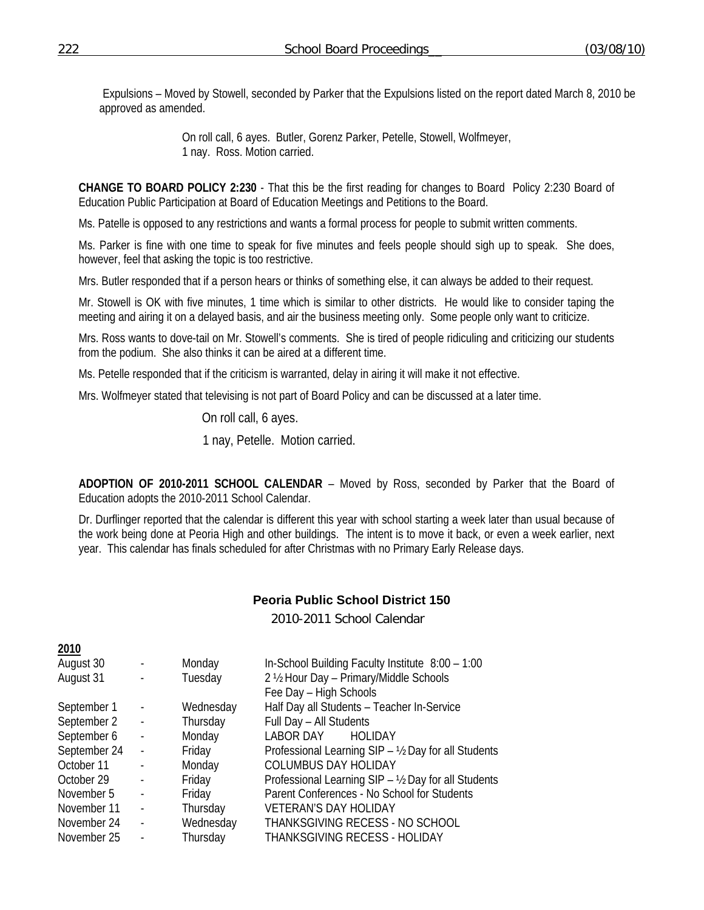Expulsions – Moved by Stowell, seconded by Parker that the Expulsions listed on the report dated March 8, 2010 be approved as amended.

On roll call, 6 ayes. Butler, Gorenz Parker, Petelle, Stowell, Wolfmeyer, 1 nay. Ross. Motion carried.

**CHANGE TO BOARD POLICY 2:230** - That this be the first reading for changes to Board Policy 2:230 Board of Education Public Participation at Board of Education Meetings and Petitions to the Board.

Ms. Patelle is opposed to any restrictions and wants a formal process for people to submit written comments.

Ms. Parker is fine with one time to speak for five minutes and feels people should sigh up to speak. She does, however, feel that asking the topic is too restrictive.

Mrs. Butler responded that if a person hears or thinks of something else, it can always be added to their request.

Mr. Stowell is OK with five minutes, 1 time which is similar to other districts. He would like to consider taping the meeting and airing it on a delayed basis, and air the business meeting only. Some people only want to criticize.

Mrs. Ross wants to dove-tail on Mr. Stowell's comments. She is tired of people ridiculing and criticizing our students from the podium. She also thinks it can be aired at a different time.

Ms. Petelle responded that if the criticism is warranted, delay in airing it will make it not effective.

Mrs. Wolfmeyer stated that televising is not part of Board Policy and can be discussed at a later time.

On roll call, 6 ayes.

1 nay, Petelle. Motion carried.

**ADOPTION OF 2010-2011 SCHOOL CALENDAR** – Moved by Ross, seconded by Parker that the Board of Education adopts the 2010-2011 School Calendar.

Dr. Durflinger reported that the calendar is different this year with school starting a week later than usual because of the work being done at Peoria High and other buildings. The intent is to move it back, or even a week earlier, next year. This calendar has finals scheduled for after Christmas with no Primary Early Release days.

**Peoria Public School District 150**

2010-2011 School Calendar

**2010**

| | | | |
|---|---|---|---|
| August 30 | - | Monday | In-School Building Faculty Institute 8:00 – 1:00 |
| August 31 | - | Tuesday | 2 ½ Hour Day – Primary/Middle Schools<br>Fee Day – High Schools |
| September 1 | - | Wednesday | Half Day all Students – Teacher In-Service |
| September 2 | - | Thursday | Full Day – All Students |
| September 6 | - | Monday | LABOR DAY HOLIDAY |
| September 24 | - | Friday | Professional Learning SIP – ½ Day for all Students |
| October 11 | - | Monday | COLUMBUS DAY HOLIDAY |
| October 29 | - | Friday | Professional Learning SIP – ½ Day for all Students |
| November 5 | - | Friday | Parent Conferences - No School for Students |
| November 11 | - | Thursday | VETERAN'S DAY HOLIDAY |
| November 24 | - | Wednesday | THANKSGIVING RECESS - NO SCHOOL |
| November 25 | - | Thursday | THANKSGIVING RECESS - HOLIDAY |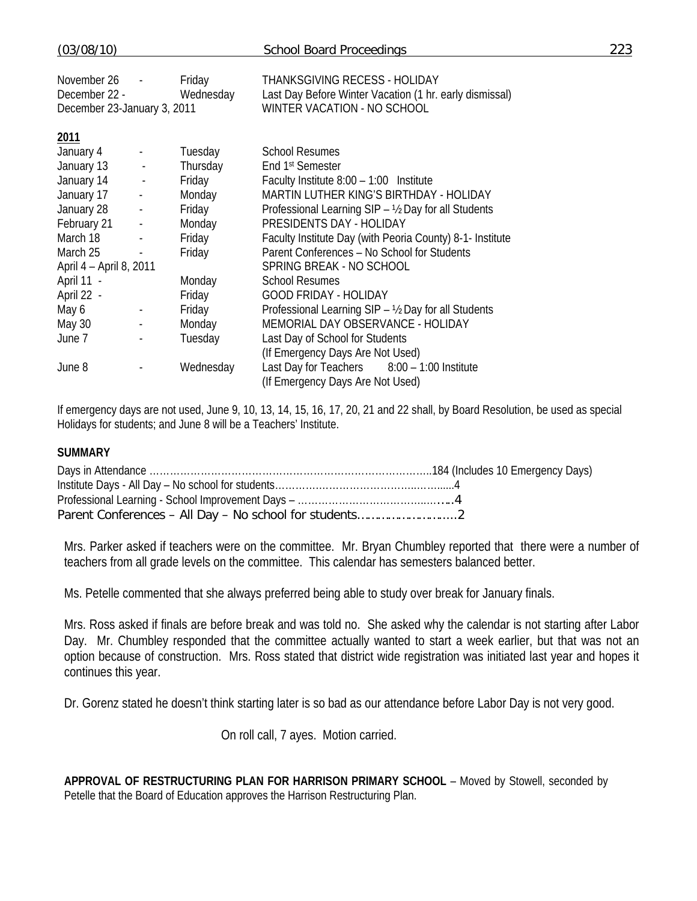| | | | |
|---|---|---|---|
| November 26 | - | Friday | THANKSGIVING RECESS - HOLIDAY |
| December 22 | - | Wednesday | Last Day Before Winter Vacation (1 hr. early dismissal) |
| December 23-January 3, 2011 | | | WINTER VACATION - NO SCHOOL |

**2011**

| | | | |
|---|---|---|---|
| January 4 | - | Tuesday | School Resumes |
| January 13 | - | Thursday | End 1st Semester |
| January 14 | - | Friday | Faculty Institute 8:00 – 1:00 Institute |
| January 17 | - | Monday | MARTIN LUTHER KING'S BIRTHDAY - HOLIDAY |
| January 28 | - | Friday | Professional Learning SIP – ½ Day for all Students |
| February 21 | - | Monday | PRESIDENTS DAY - HOLIDAY |
| March 18 | - | Friday | Faculty Institute Day (with Peoria County) 8-1- Institute |
| March 25 | - | Friday | Parent Conferences – No School for Students |
| April 4 – April 8, 2011 | | | SPRING BREAK - NO SCHOOL |
| April 11 | - | Monday | School Resumes |
| April 22 | - | Friday | GOOD FRIDAY - HOLIDAY |
| May 6 | - | Friday | Professional Learning SIP – ½ Day for all Students |
| May 30 | - | Monday | MEMORIAL DAY OBSERVANCE - HOLIDAY |
| June 7 | - | Tuesday | Last Day of School for Students (If Emergency Days Are Not Used) |
| June 8 | - | Wednesday | Last Day for Teachers 8:00 – 1:00 Institute (If Emergency Days Are Not Used) |

If emergency days are not used, June 9, 10, 13, 14, 15, 16, 17, 20, 21 and 22 shall, by Board Resolution, be used as special Holidays for students; and June 8 will be a Teachers' Institute.

**SUMMARY**

Days in Attendance ……………………………………………………………………….184 (Includes 10 Emergency Days)
Institute Days - All Day – No school for students……………………………………..…….....4
Professional Learning - School Improvement Days – ……………………………..…..….4
Parent Conferences – All Day – No school for students……………………….2

Mrs. Parker asked if teachers were on the committee. Mr. Bryan Chumbley reported that there were a number of teachers from all grade levels on the committee. This calendar has semesters balanced better.

Ms. Petelle commented that she always preferred being able to study over break for January finals.

Mrs. Ross asked if finals are before break and was told no. She asked why the calendar is not starting after Labor Day. Mr. Chumbley responded that the committee actually wanted to start a week earlier, but that was not an option because of construction. Mrs. Ross stated that district wide registration was initiated last year and hopes it continues this year.

Dr. Gorenz stated he doesn't think starting later is so bad as our attendance before Labor Day is not very good.

On roll call, 7 ayes. Motion carried.

**APPROVAL OF RESTRUCTURING PLAN FOR HARRISON PRIMARY SCHOOL** – Moved by Stowell, seconded by Petelle that the Board of Education approves the Harrison Restructuring Plan.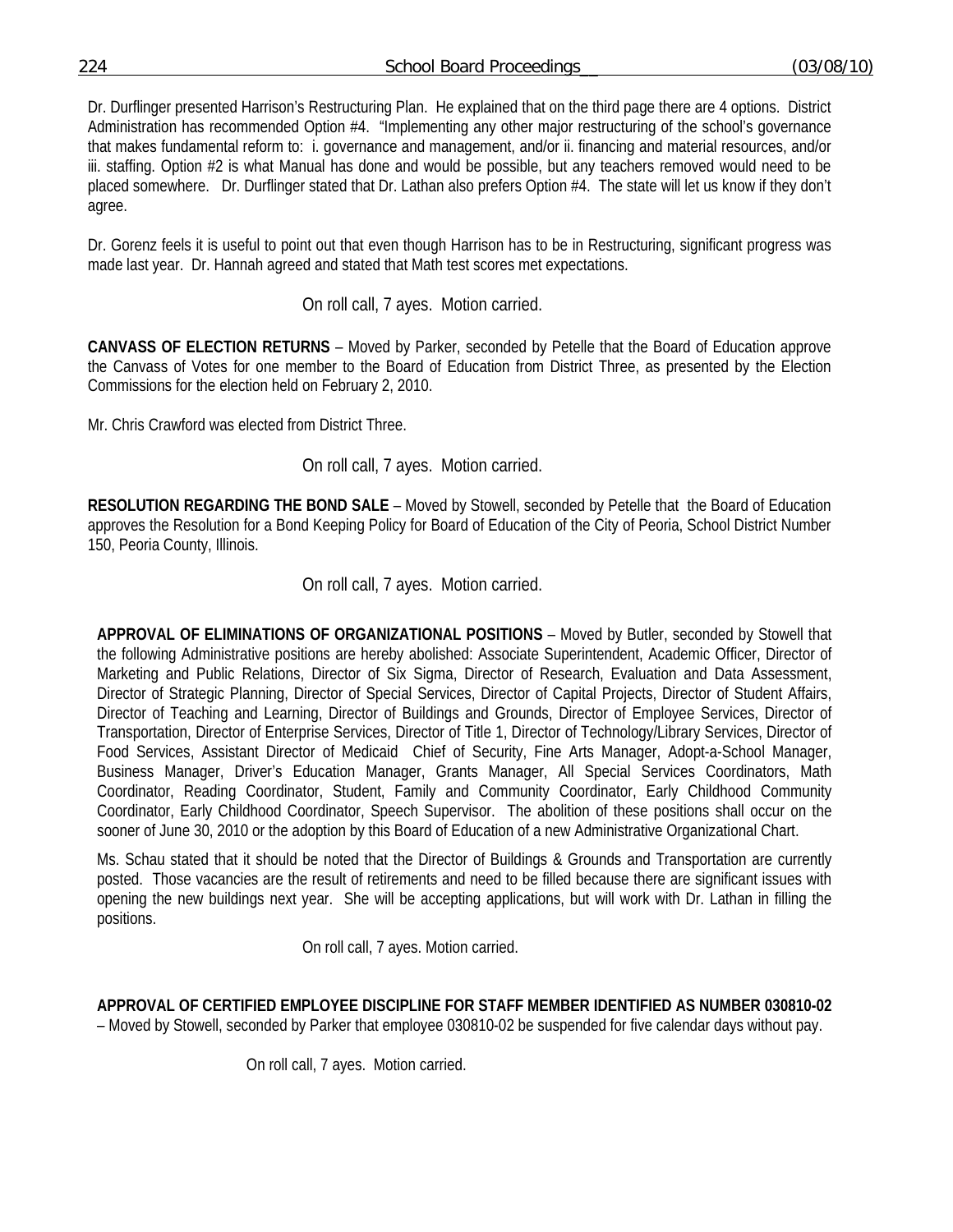Dr. Durflinger presented Harrison's Restructuring Plan. He explained that on the third page there are 4 options. District Administration has recommended Option #4. "Implementing any other major restructuring of the school's governance that makes fundamental reform to: i. governance and management, and/or ii. financing and material resources, and/or iii. staffing. Option #2 is what Manual has done and would be possible, but any teachers removed would need to be placed somewhere. Dr. Durflinger stated that Dr. Lathan also prefers Option #4. The state will let us know if they don't agree.

Dr. Gorenz feels it is useful to point out that even though Harrison has to be in Restructuring, significant progress was made last year. Dr. Hannah agreed and stated that Math test scores met expectations.

On roll call, 7 ayes. Motion carried.

**CANVASS OF ELECTION RETURNS** – Moved by Parker, seconded by Petelle that the Board of Education approve the Canvass of Votes for one member to the Board of Education from District Three, as presented by the Election Commissions for the election held on February 2, 2010.

Mr. Chris Crawford was elected from District Three.

On roll call, 7 ayes. Motion carried.

**RESOLUTION REGARDING THE BOND SALE** – Moved by Stowell, seconded by Petelle that the Board of Education approves the Resolution for a Bond Keeping Policy for Board of Education of the City of Peoria, School District Number 150, Peoria County, Illinois.

On roll call, 7 ayes. Motion carried.

**APPROVAL OF ELIMINATIONS OF ORGANIZATIONAL POSITIONS** – Moved by Butler, seconded by Stowell that the following Administrative positions are hereby abolished: Associate Superintendent, Academic Officer, Director of Marketing and Public Relations, Director of Six Sigma, Director of Research, Evaluation and Data Assessment, Director of Strategic Planning, Director of Special Services, Director of Capital Projects, Director of Student Affairs, Director of Teaching and Learning, Director of Buildings and Grounds, Director of Employee Services, Director of Transportation, Director of Enterprise Services, Director of Title 1, Director of Technology/Library Services, Director of Food Services, Assistant Director of Medicaid Chief of Security, Fine Arts Manager, Adopt-a-School Manager, Business Manager, Driver's Education Manager, Grants Manager, All Special Services Coordinators, Math Coordinator, Reading Coordinator, Student, Family and Community Coordinator, Early Childhood Community Coordinator, Early Childhood Coordinator, Speech Supervisor. The abolition of these positions shall occur on the sooner of June 30, 2010 or the adoption by this Board of Education of a new Administrative Organizational Chart.

Ms. Schau stated that it should be noted that the Director of Buildings & Grounds and Transportation are currently posted. Those vacancies are the result of retirements and need to be filled because there are significant issues with opening the new buildings next year. She will be accepting applications, but will work with Dr. Lathan in filling the positions.

On roll call, 7 ayes. Motion carried.

**APPROVAL OF CERTIFIED EMPLOYEE DISCIPLINE FOR STAFF MEMBER IDENTIFIED AS NUMBER 030810-02** – Moved by Stowell, seconded by Parker that employee 030810-02 be suspended for five calendar days without pay.

On roll call, 7 ayes. Motion carried.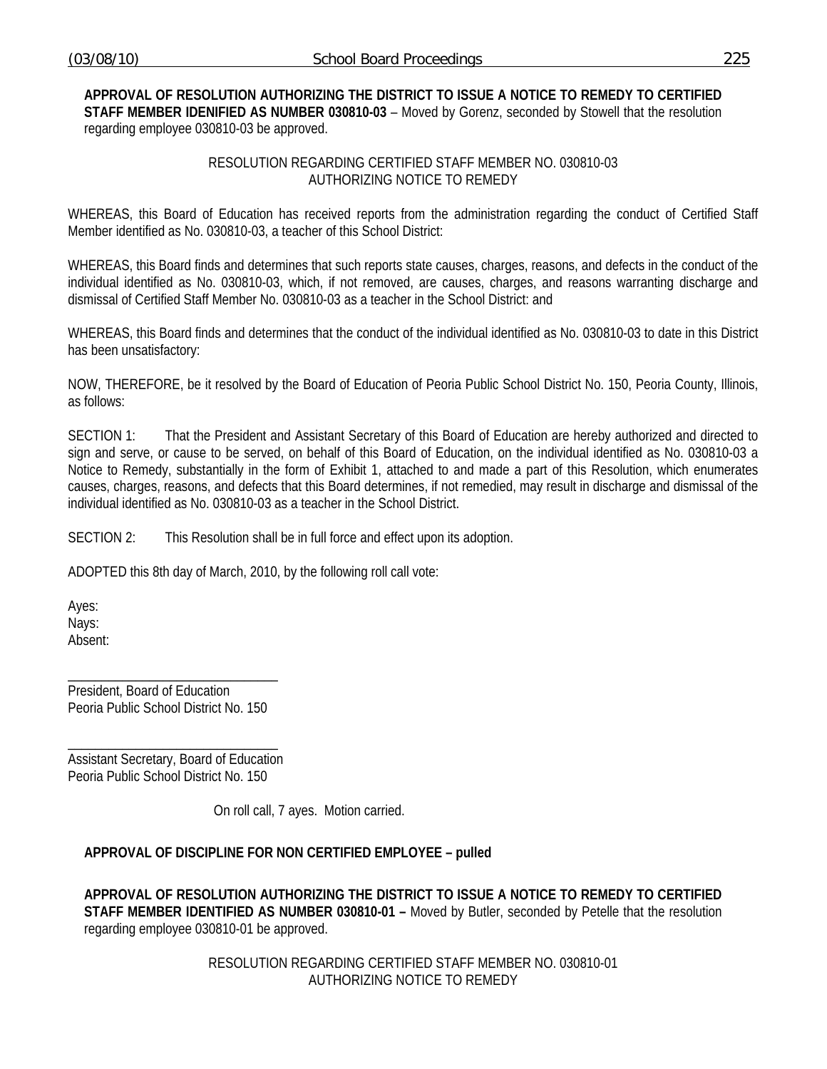**APPROVAL OF RESOLUTION AUTHORIZING THE DISTRICT TO ISSUE A NOTICE TO REMEDY TO CERTIFIED STAFF MEMBER IDENIFIED AS NUMBER 030810-03** – Moved by Gorenz, seconded by Stowell that the resolution regarding employee 030810-03 be approved.

RESOLUTION REGARDING CERTIFIED STAFF MEMBER NO. 030810-03
AUTHORIZING NOTICE TO REMEDY

WHEREAS, this Board of Education has received reports from the administration regarding the conduct of Certified Staff Member identified as No. 030810-03, a teacher of this School District:

WHEREAS, this Board finds and determines that such reports state causes, charges, reasons, and defects in the conduct of the individual identified as No. 030810-03, which, if not removed, are causes, charges, and reasons warranting discharge and dismissal of Certified Staff Member No. 030810-03 as a teacher in the School District: and

WHEREAS, this Board finds and determines that the conduct of the individual identified as No. 030810-03 to date in this District has been unsatisfactory:

NOW, THEREFORE, be it resolved by the Board of Education of Peoria Public School District No. 150, Peoria County, Illinois, as follows:

SECTION 1: That the President and Assistant Secretary of this Board of Education are hereby authorized and directed to sign and serve, or cause to be served, on behalf of this Board of Education, on the individual identified as No. 030810-03 a Notice to Remedy, substantially in the form of Exhibit 1, attached to and made a part of this Resolution, which enumerates causes, charges, reasons, and defects that this Board determines, if not remedied, may result in discharge and dismissal of the individual identified as No. 030810-03 as a teacher in the School District.

SECTION 2: This Resolution shall be in full force and effect upon its adoption.

ADOPTED this 8th day of March, 2010, by the following roll call vote:

Ayes:
Nays:
Absent:

______________________________
President, Board of Education
Peoria Public School District No. 150

______________________________
Assistant Secretary, Board of Education
Peoria Public School District No. 150

On roll call, 7 ayes. Motion carried.

**APPROVAL OF DISCIPLINE FOR NON CERTIFIED EMPLOYEE – pulled**

**APPROVAL OF RESOLUTION AUTHORIZING THE DISTRICT TO ISSUE A NOTICE TO REMEDY TO CERTIFIED STAFF MEMBER IDENTIFIED AS NUMBER 030810-01 –** Moved by Butler, seconded by Petelle that the resolution regarding employee 030810-01 be approved.

RESOLUTION REGARDING CERTIFIED STAFF MEMBER NO. 030810-01
AUTHORIZING NOTICE TO REMEDY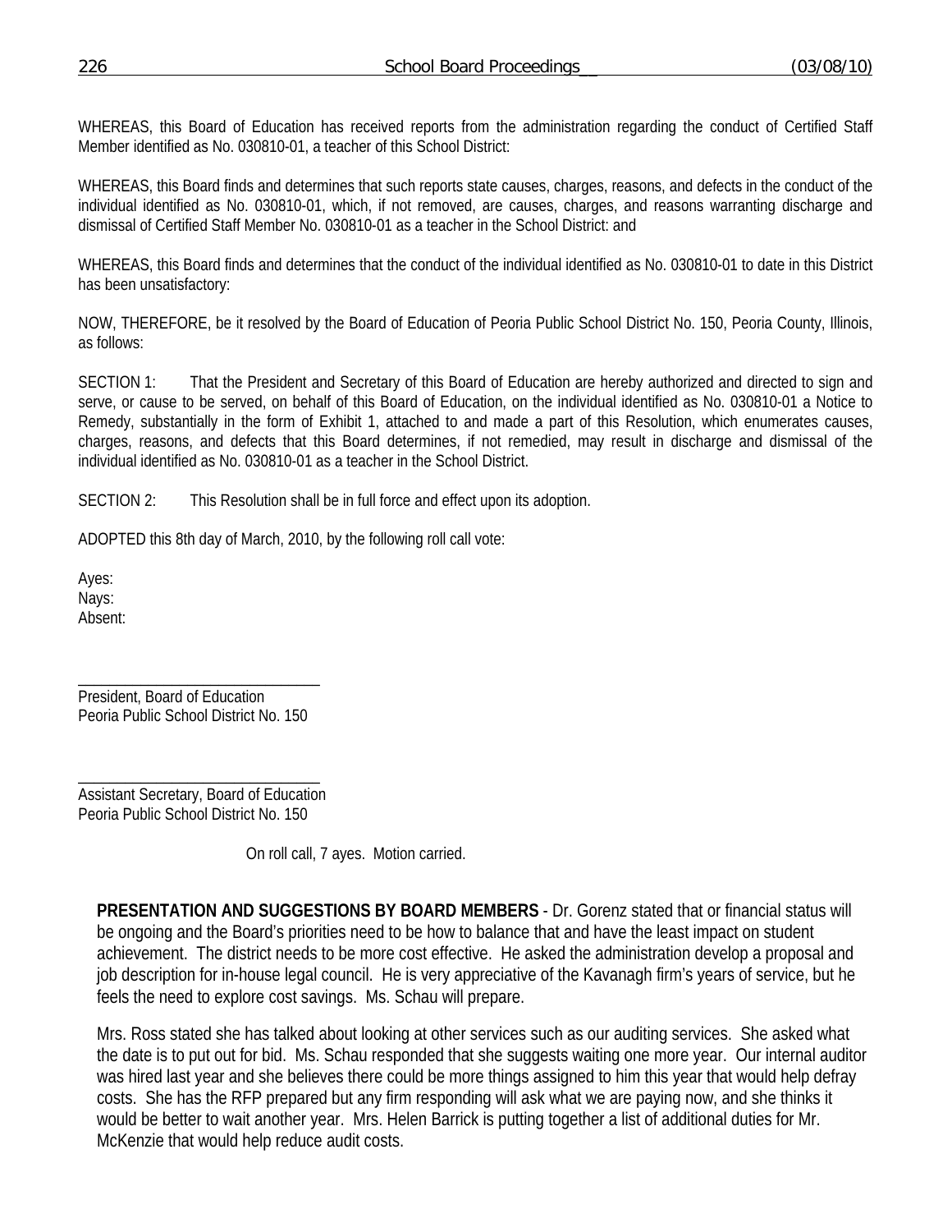WHEREAS, this Board of Education has received reports from the administration regarding the conduct of Certified Staff Member identified as No. 030810-01, a teacher of this School District:

WHEREAS, this Board finds and determines that such reports state causes, charges, reasons, and defects in the conduct of the individual identified as No. 030810-01, which, if not removed, are causes, charges, and reasons warranting discharge and dismissal of Certified Staff Member No. 030810-01 as a teacher in the School District: and

WHEREAS, this Board finds and determines that the conduct of the individual identified as No. 030810-01 to date in this District has been unsatisfactory:

NOW, THEREFORE, be it resolved by the Board of Education of Peoria Public School District No. 150, Peoria County, Illinois, as follows:

SECTION 1: That the President and Secretary of this Board of Education are hereby authorized and directed to sign and serve, or cause to be served, on behalf of this Board of Education, on the individual identified as No. 030810-01 a Notice to Remedy, substantially in the form of Exhibit 1, attached to and made a part of this Resolution, which enumerates causes, charges, reasons, and defects that this Board determines, if not remedied, may result in discharge and dismissal of the individual identified as No. 030810-01 as a teacher in the School District.

SECTION 2: This Resolution shall be in full force and effect upon its adoption.

ADOPTED this 8th day of March, 2010, by the following roll call vote:

Ayes:
Nays:
Absent:

\_\_\_\_\_\_\_\_\_\_\_\_\_\_\_\_\_\_\_\_\_\_\_\_\_\_\_\_\_\_
President, Board of Education
Peoria Public School District No. 150

\_\_\_\_\_\_\_\_\_\_\_\_\_\_\_\_\_\_\_\_\_\_\_\_\_\_\_\_\_\_
Assistant Secretary, Board of Education
Peoria Public School District No. 150

On roll call, 7 ayes. Motion carried.

**PRESENTATION AND SUGGESTIONS BY BOARD MEMBERS** - Dr. Gorenz stated that or financial status will be ongoing and the Board's priorities need to be how to balance that and have the least impact on student achievement. The district needs to be more cost effective. He asked the administration develop a proposal and job description for in-house legal council. He is very appreciative of the Kavanagh firm's years of service, but he feels the need to explore cost savings. Ms. Schau will prepare.

Mrs. Ross stated she has talked about looking at other services such as our auditing services. She asked what the date is to put out for bid. Ms. Schau responded that she suggests waiting one more year. Our internal auditor was hired last year and she believes there could be more things assigned to him this year that would help defray costs. She has the RFP prepared but any firm responding will ask what we are paying now, and she thinks it would be better to wait another year. Mrs. Helen Barrick is putting together a list of additional duties for Mr. McKenzie that would help reduce audit costs.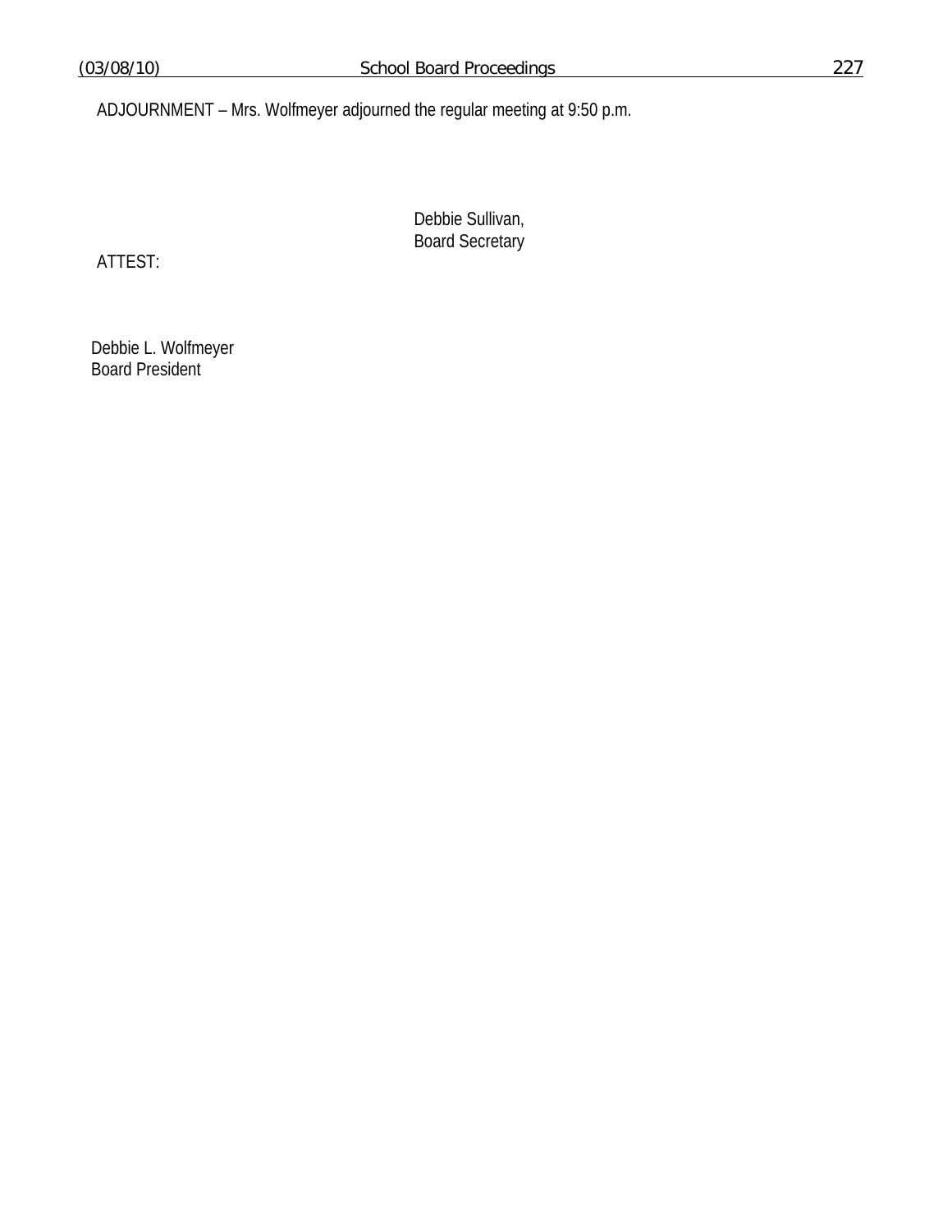ADJOURNMENT – Mrs. Wolfmeyer adjourned the regular meeting at 9:50 p.m.

Debbie Sullivan,
Board Secretary

ATTEST:

Debbie L. Wolfmeyer
Board President